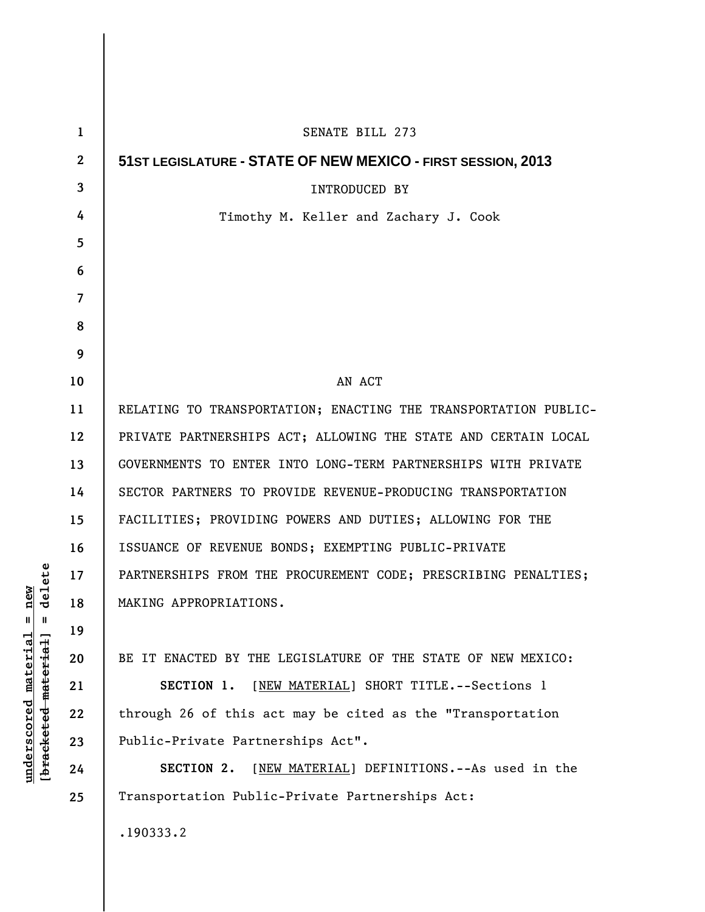SENATE BILL 273

**51ST LEGISLATURE - STATE OF NEW MEXICO - FIRST SESSION, 2013**

INTRODUCED BY

Timothy M. Keller and Zachary J. Cook

AN ACT

RELATING TO TRANSPORTATION; ENACTING THE TRANSPORTATION PUBLIC-PRIVATE PARTNERSHIPS ACT; ALLOWING THE STATE AND CERTAIN LOCAL GOVERNMENTS TO ENTER INTO LONG-TERM PARTNERSHIPS WITH PRIVATE SECTOR PARTNERS TO PROVIDE REVENUE-PRODUCING TRANSPORTATION FACILITIES; PROVIDING POWERS AND DUTIES; ALLOWING FOR THE ISSUANCE OF REVENUE BONDS; EXEMPTING PUBLIC-PRIVATE PARTNERSHIPS FROM THE PROCUREMENT CODE; PRESCRIBING PENALTIES; MAKING APPROPRIATIONS.

BE IT ENACTED BY THE LEGISLATURE OF THE STATE OF NEW MEXICO:

**SECTION 1.** [NEW MATERIAL] SHORT TITLE.--Sections 1 through 26 of this act may be cited as the "Transportation Public-Private Partnerships Act".

**SECTION 2.** [NEW MATERIAL] DEFINITIONS.--As used in the Transportation Public-Private Partnerships Act:

.190333.2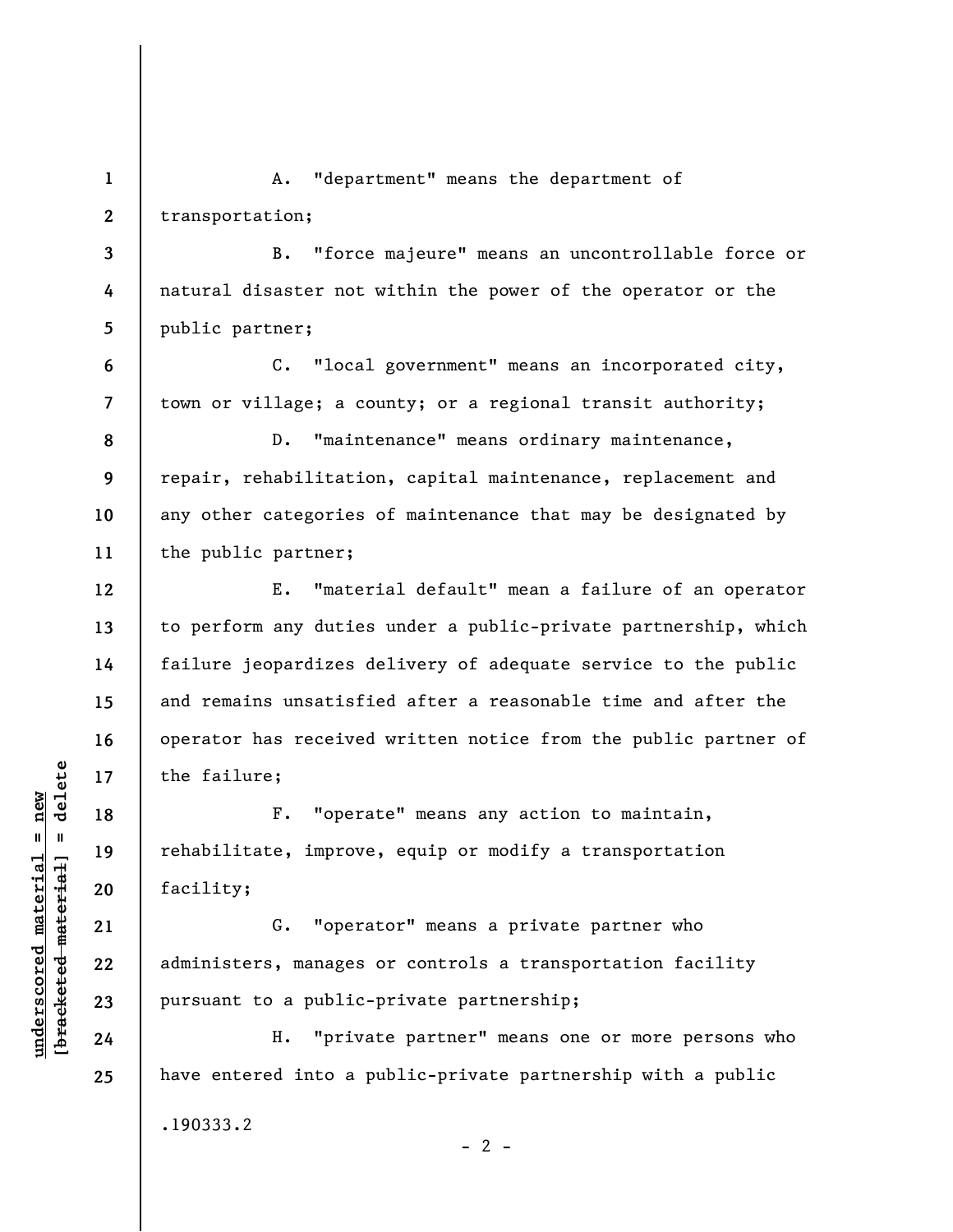A. "department" means the department of transportation;

B. "force majeure" means an uncontrollable force or natural disaster not within the power of the operator or the public partner;

C. "local government" means an incorporated city, town or village; a county; or a regional transit authority;

D. "maintenance" means ordinary maintenance, repair, rehabilitation, capital maintenance, replacement and any other categories of maintenance that may be designated by the public partner;

E. "material default" mean a failure of an operator to perform any duties under a public-private partnership, which failure jeopardizes delivery of adequate service to the public and remains unsatisfied after a reasonable time and after the operator has received written notice from the public partner of the failure;

F. "operate" means any action to maintain, rehabilitate, improve, equip or modify a transportation facility;

G. "operator" means a private partner who administers, manages or controls a transportation facility pursuant to a public-private partnership;

H. "private partner" means one or more persons who have entered into a public-private partnership with a public

.190333.2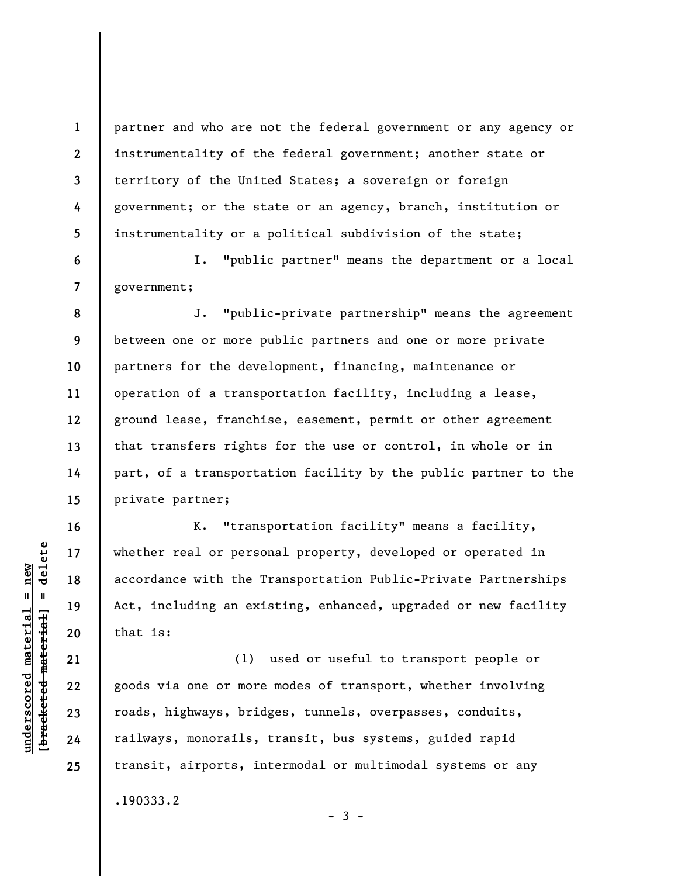partner and who are not the federal government or any agency or instrumentality of the federal government; another state or territory of the United States; a sovereign or foreign government; or the state or an agency, branch, institution or instrumentality or a political subdivision of the state;

I. "public partner" means the department or a local government;

J. "public-private partnership" means the agreement between one or more public partners and one or more private partners for the development, financing, maintenance or operation of a transportation facility, including a lease, ground lease, franchise, easement, permit or other agreement that transfers rights for the use or control, in whole or in part, of a transportation facility by the public partner to the private partner;

K. "transportation facility" means a facility, whether real or personal property, developed or operated in accordance with the Transportation Public-Private Partnerships Act, including an existing, enhanced, upgraded or new facility that is:

(1) used or useful to transport people or goods via one or more modes of transport, whether involving roads, highways, bridges, tunnels, overpasses, conduits, railways, monorails, transit, bus systems, guided rapid transit, airports, intermodal or multimodal systems or any

.190333.2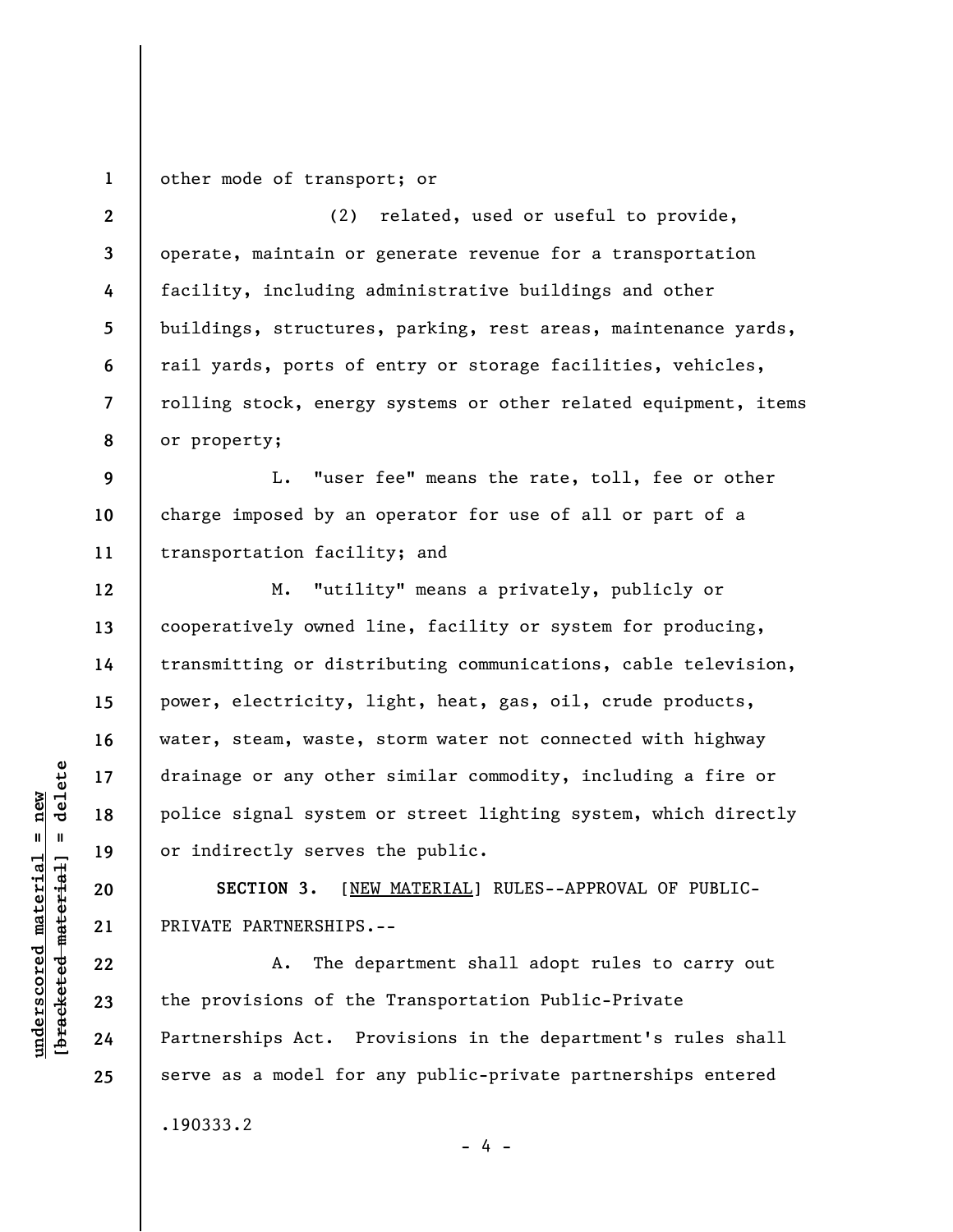other mode of transport; or

(2) related, used or useful to provide, operate, maintain or generate revenue for a transportation facility, including administrative buildings and other buildings, structures, parking, rest areas, maintenance yards, rail yards, ports of entry or storage facilities, vehicles, rolling stock, energy systems or other related equipment, items or property;

L. "user fee" means the rate, toll, fee or other charge imposed by an operator for use of all or part of a transportation facility; and

M. "utility" means a privately, publicly or cooperatively owned line, facility or system for producing, transmitting or distributing communications, cable television, power, electricity, light, heat, gas, oil, crude products, water, steam, waste, storm water not connected with highway drainage or any other similar commodity, including a fire or police signal system or street lighting system, which directly or indirectly serves the public.

**SECTION 3.** [NEW MATERIAL] RULES--APPROVAL OF PUBLIC-PRIVATE PARTNERSHIPS.--

A. The department shall adopt rules to carry out the provisions of the Transportation Public-Private Partnerships Act. Provisions in the department's rules shall serve as a model for any public-private partnerships entered

.190333.2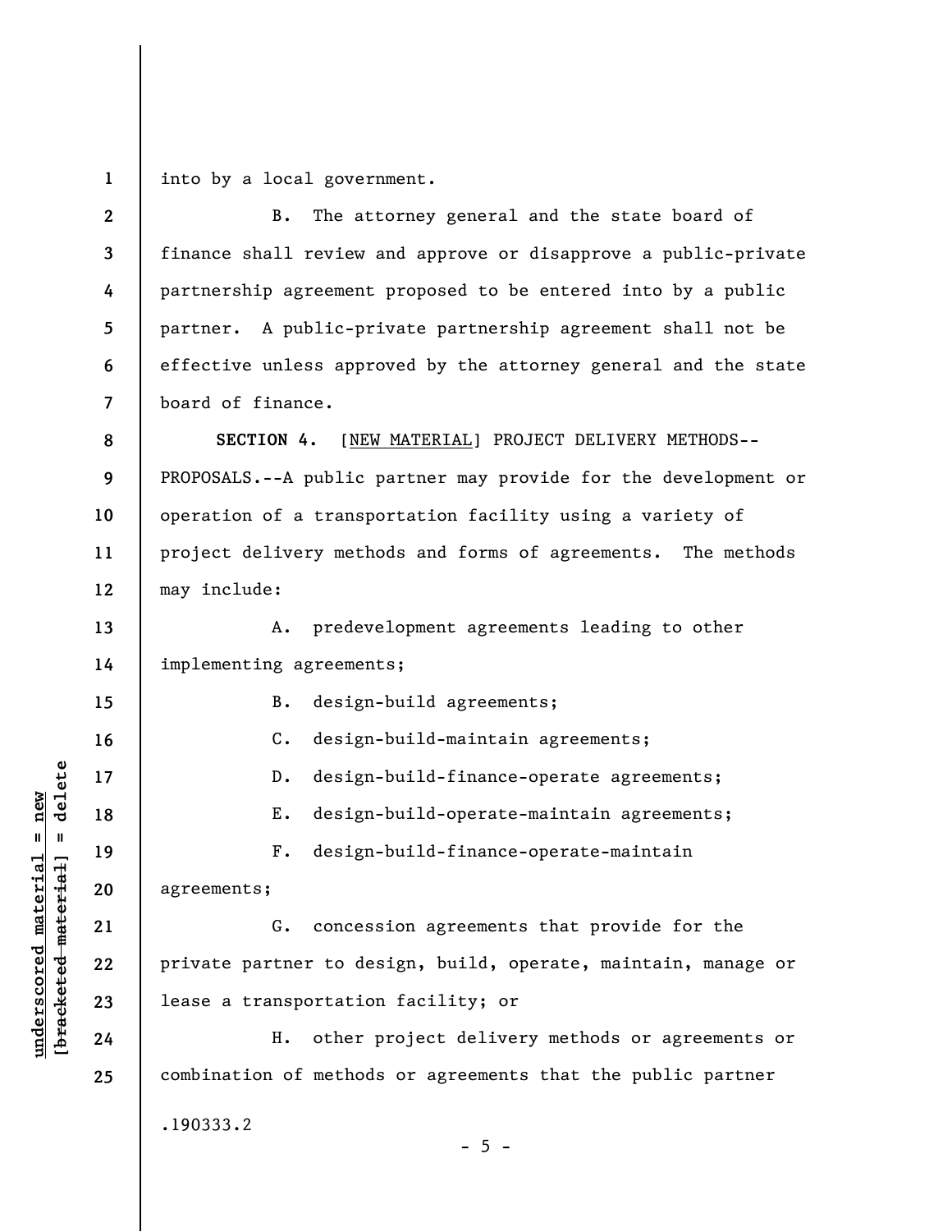into by a local government.

B. The attorney general and the state board of finance shall review and approve or disapprove a public-private partnership agreement proposed to be entered into by a public partner. A public-private partnership agreement shall not be effective unless approved by the attorney general and the state board of finance.

**SECTION 4.** [NEW MATERIAL] PROJECT DELIVERY METHODS--PROPOSALS.--A public partner may provide for the development or operation of a transportation facility using a variety of project delivery methods and forms of agreements. The methods may include:

A. predevelopment agreements leading to other implementing agreements;

B. design-build agreements;

C. design-build-maintain agreements;

D. design-build-finance-operate agreements;

E. design-build-operate-maintain agreements;

F. design-build-finance-operate-maintain agreements;

G. concession agreements that provide for the private partner to design, build, operate, maintain, manage or lease a transportation facility; or

H. other project delivery methods or agreements or combination of methods or agreements that the public partner

.190333.2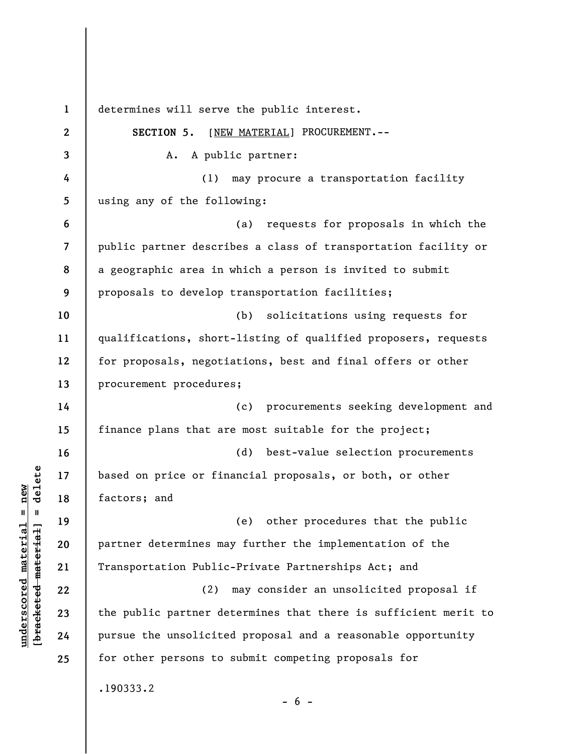determines will serve the public interest.

**SECTION 5.** [NEW MATERIAL] PROCUREMENT.--

A. A public partner:

(1) may procure a transportation facility using any of the following:

(a) requests for proposals in which the public partner describes a class of transportation facility or a geographic area in which a person is invited to submit proposals to develop transportation facilities;

(b) solicitations using requests for qualifications, short-listing of qualified proposers, requests for proposals, negotiations, best and final offers or other procurement procedures;

(c) procurements seeking development and finance plans that are most suitable for the project;

(d) best-value selection procurements based on price or financial proposals, or both, or other factors; and

(e) other procedures that the public partner determines may further the implementation of the Transportation Public-Private Partnerships Act; and

(2) may consider an unsolicited proposal if the public partner determines that there is sufficient merit to pursue the unsolicited proposal and a reasonable opportunity for other persons to submit competing proposals for

.190333.2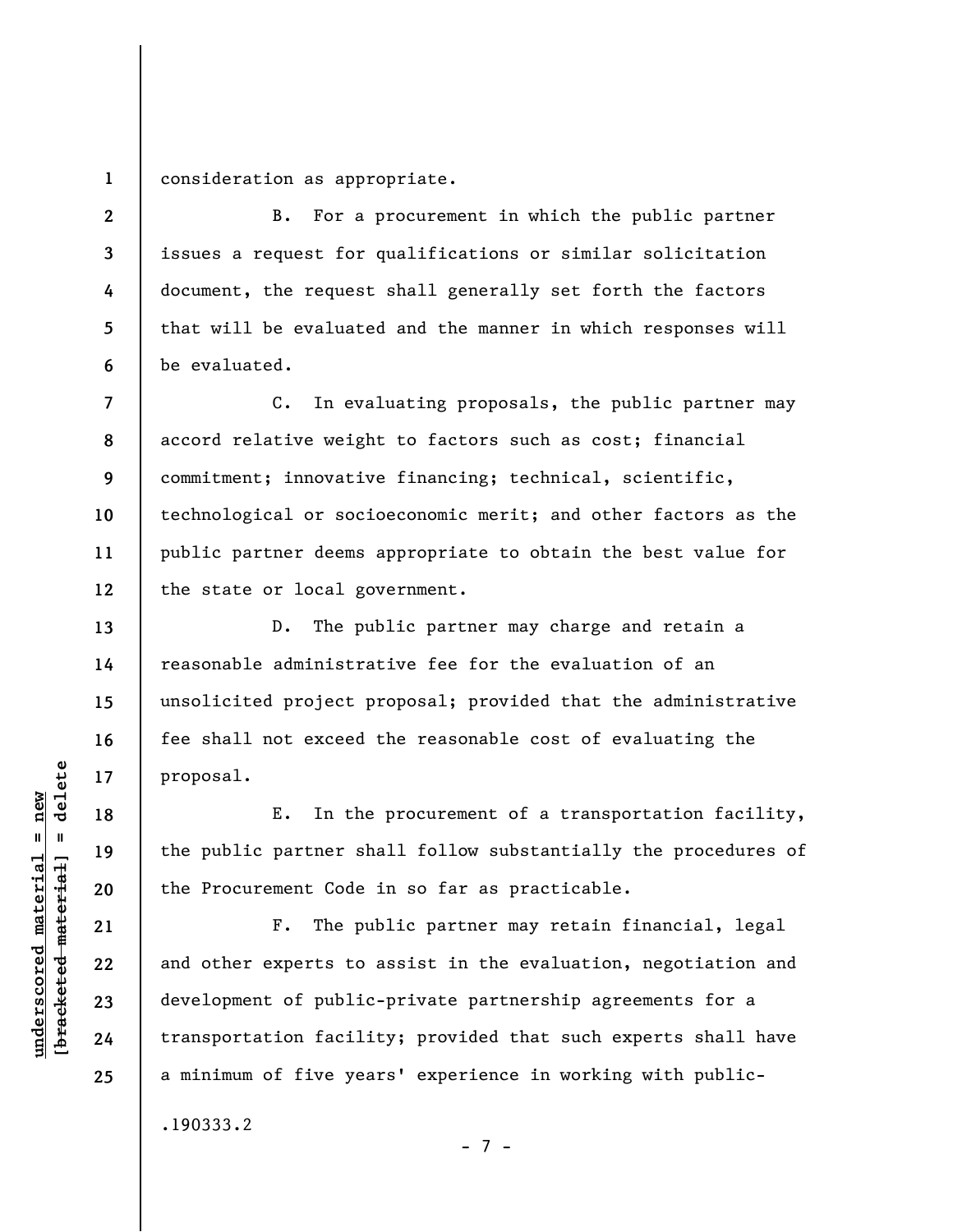consideration as appropriate.

B. For a procurement in which the public partner issues a request for qualifications or similar solicitation document, the request shall generally set forth the factors that will be evaluated and the manner in which responses will be evaluated.

C. In evaluating proposals, the public partner may accord relative weight to factors such as cost; financial commitment; innovative financing; technical, scientific, technological or socioeconomic merit; and other factors as the public partner deems appropriate to obtain the best value for the state or local government.

D. The public partner may charge and retain a reasonable administrative fee for the evaluation of an unsolicited project proposal; provided that the administrative fee shall not exceed the reasonable cost of evaluating the proposal.

E. In the procurement of a transportation facility, the public partner shall follow substantially the procedures of the Procurement Code in so far as practicable.

F. The public partner may retain financial, legal and other experts to assist in the evaluation, negotiation and development of public-private partnership agreements for a transportation facility; provided that such experts shall have a minimum of five years' experience in working with public-

.190333.2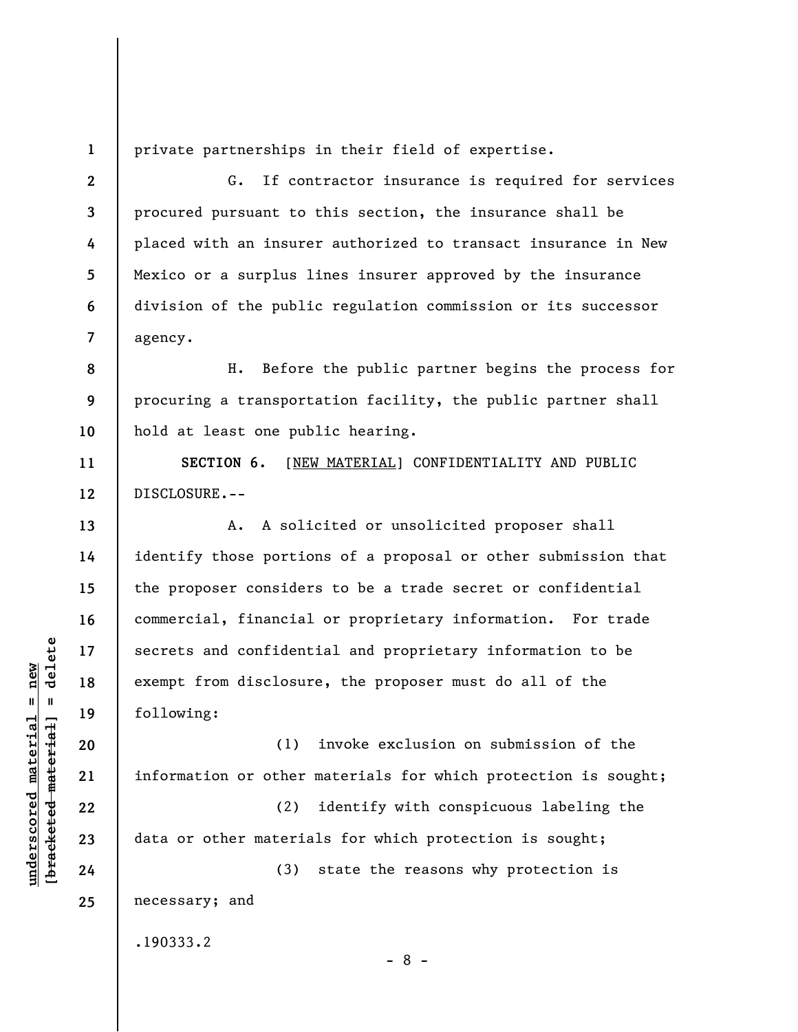private partnerships in their field of expertise.

G. If contractor insurance is required for services procured pursuant to this section, the insurance shall be placed with an insurer authorized to transact insurance in New Mexico or a surplus lines insurer approved by the insurance division of the public regulation commission or its successor agency.

H. Before the public partner begins the process for procuring a transportation facility, the public partner shall hold at least one public hearing.

**SECTION 6.** [NEW MATERIAL] CONFIDENTIALITY AND PUBLIC DISCLOSURE.--

A. A solicited or unsolicited proposer shall identify those portions of a proposal or other submission that the proposer considers to be a trade secret or confidential commercial, financial or proprietary information. For trade secrets and confidential and proprietary information to be exempt from disclosure, the proposer must do all of the following:

(1) invoke exclusion on submission of the information or other materials for which protection is sought;

(2) identify with conspicuous labeling the data or other materials for which protection is sought;

(3) state the reasons why protection is necessary; and

.190333.2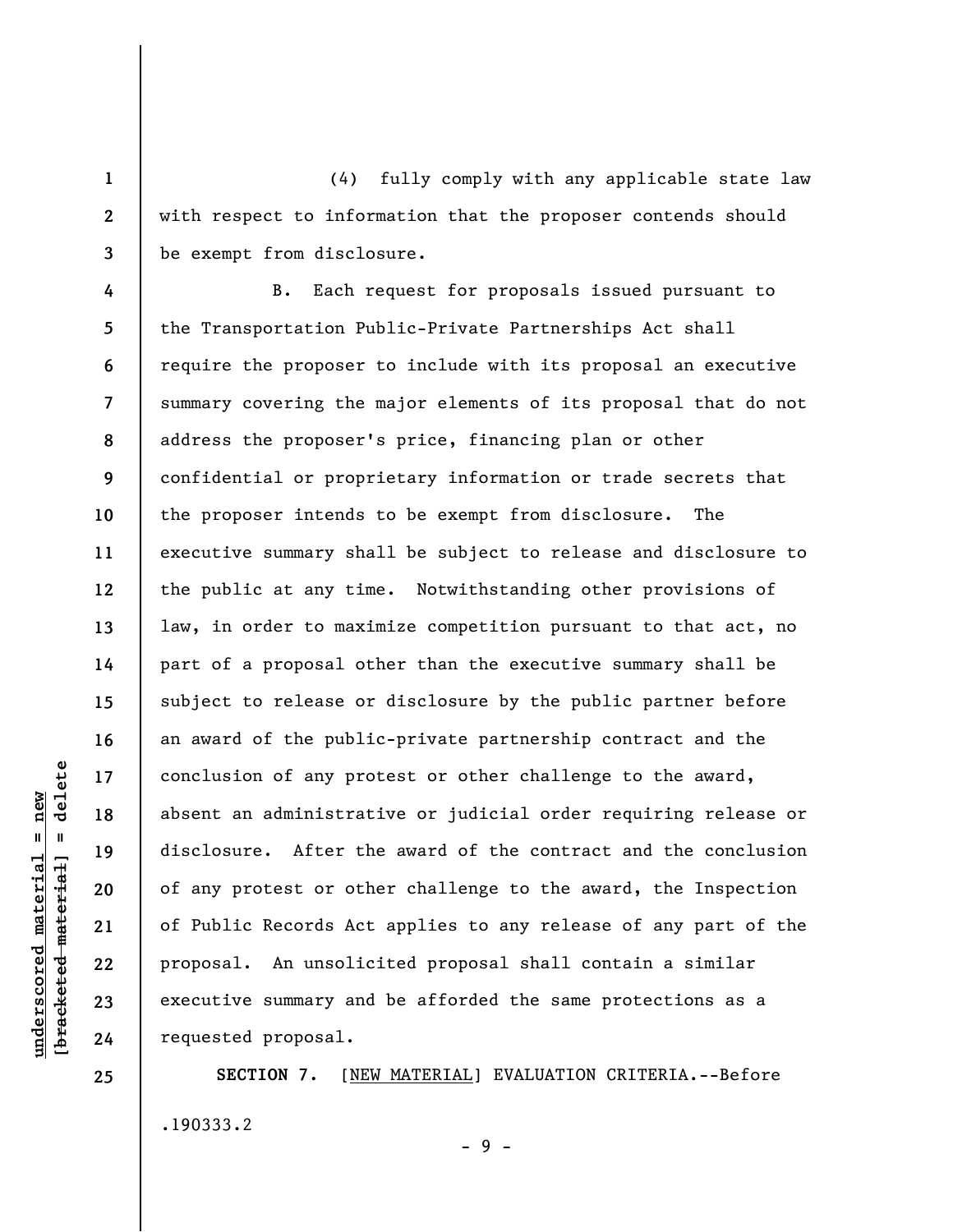(4) fully comply with any applicable state law with respect to information that the proposer contends should be exempt from disclosure.

B. Each request for proposals issued pursuant to the Transportation Public-Private Partnerships Act shall require the proposer to include with its proposal an executive summary covering the major elements of its proposal that do not address the proposer's price, financing plan or other confidential or proprietary information or trade secrets that the proposer intends to be exempt from disclosure. The executive summary shall be subject to release and disclosure to the public at any time. Notwithstanding other provisions of law, in order to maximize competition pursuant to that act, no part of a proposal other than the executive summary shall be subject to release or disclosure by the public partner before an award of the public-private partnership contract and the conclusion of any protest or other challenge to the award, absent an administrative or judicial order requiring release or disclosure. After the award of the contract and the conclusion of any protest or other challenge to the award, the Inspection of Public Records Act applies to any release of any part of the proposal. An unsolicited proposal shall contain a similar executive summary and be afforded the same protections as a requested proposal.

**SECTION 7.** [NEW MATERIAL] EVALUATION CRITERIA.--Before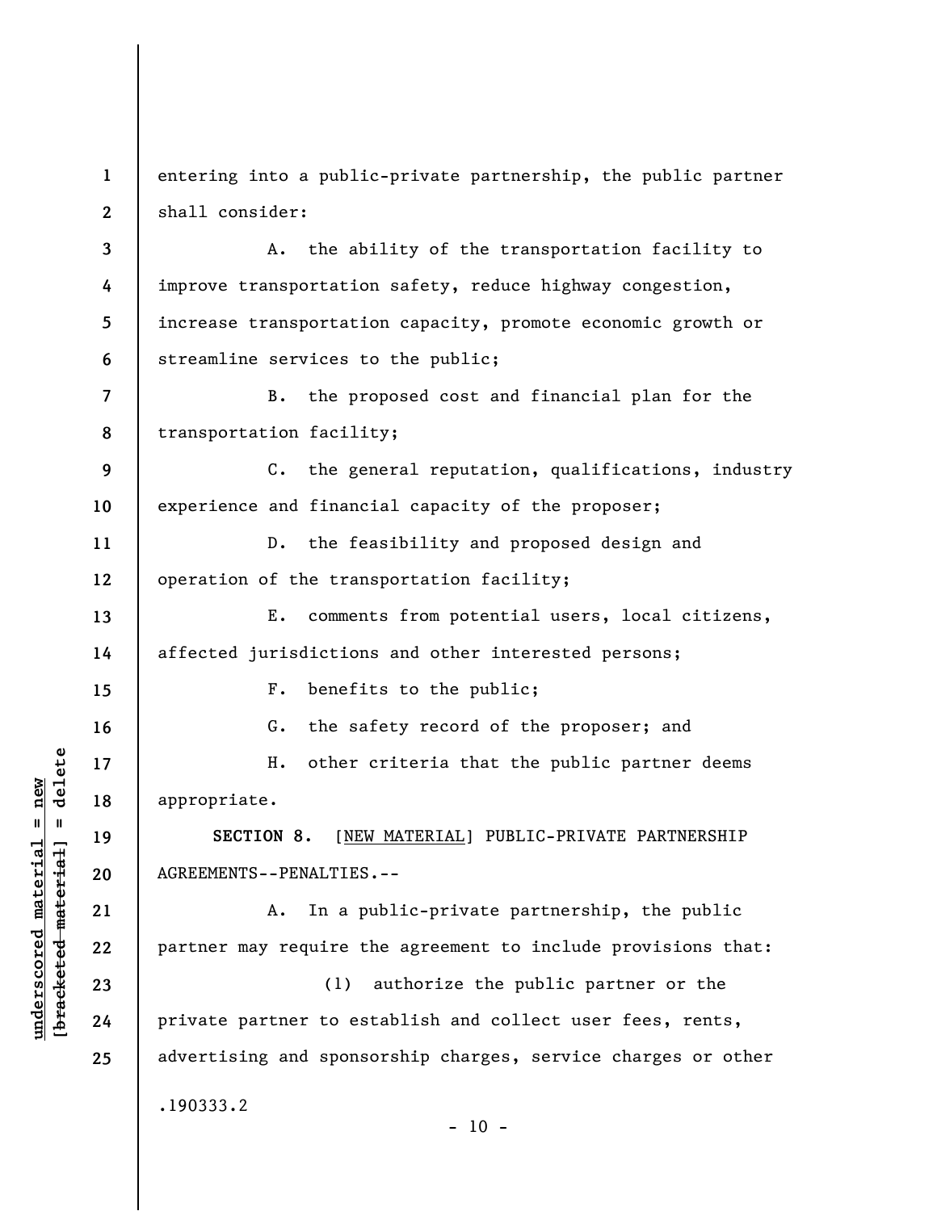entering into a public-private partnership, the public partner shall consider:

A. the ability of the transportation facility to improve transportation safety, reduce highway congestion, increase transportation capacity, promote economic growth or streamline services to the public;

B. the proposed cost and financial plan for the transportation facility;

C. the general reputation, qualifications, industry experience and financial capacity of the proposer;

D. the feasibility and proposed design and operation of the transportation facility;

E. comments from potential users, local citizens, affected jurisdictions and other interested persons;

F. benefits to the public;

G. the safety record of the proposer; and

H. other criteria that the public partner deems appropriate.

**SECTION 8.** [NEW MATERIAL] PUBLIC-PRIVATE PARTNERSHIP AGREEMENTS--PENALTIES.--

A. In a public-private partnership, the public partner may require the agreement to include provisions that:

(1) authorize the public partner or the private partner to establish and collect user fees, rents, advertising and sponsorship charges, service charges or other

.190333.2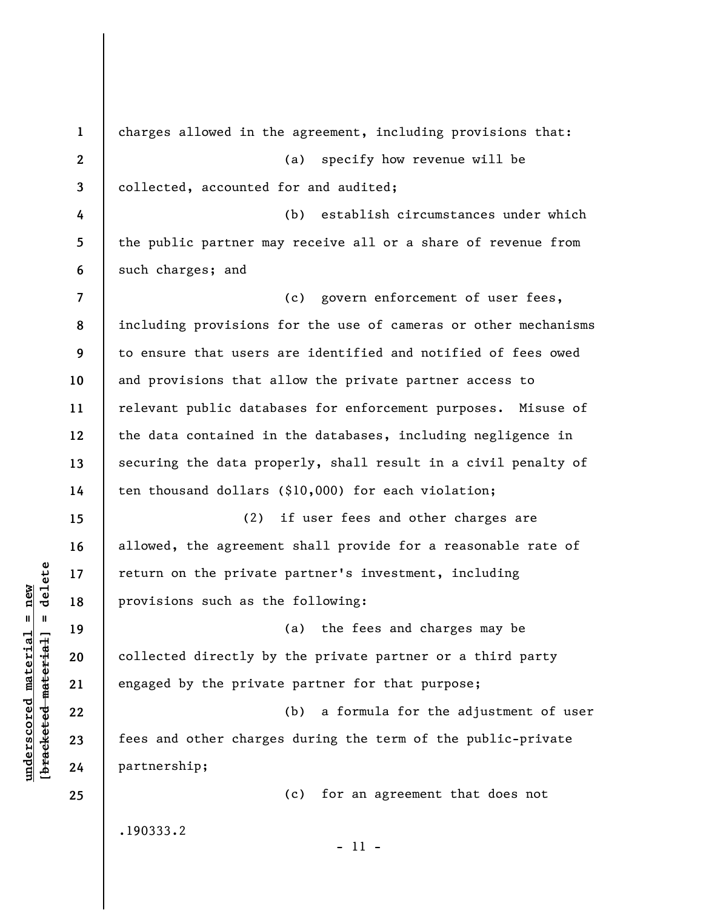charges allowed in the agreement, including provisions that:

(a) specify how revenue will be collected, accounted for and audited;

(b) establish circumstances under which the public partner may receive all or a share of revenue from such charges; and

(c) govern enforcement of user fees, including provisions for the use of cameras or other mechanisms to ensure that users are identified and notified of fees owed and provisions that allow the private partner access to relevant public databases for enforcement purposes. Misuse of the data contained in the databases, including negligence in securing the data properly, shall result in a civil penalty of ten thousand dollars ($10,000) for each violation;

(2) if user fees and other charges are allowed, the agreement shall provide for a reasonable rate of return on the private partner's investment, including provisions such as the following:

(a) the fees and charges may be collected directly by the private partner or a third party engaged by the private partner for that purpose;

(b) a formula for the adjustment of user fees and other charges during the term of the public-private partnership;

(c) for an agreement that does not

.190333.2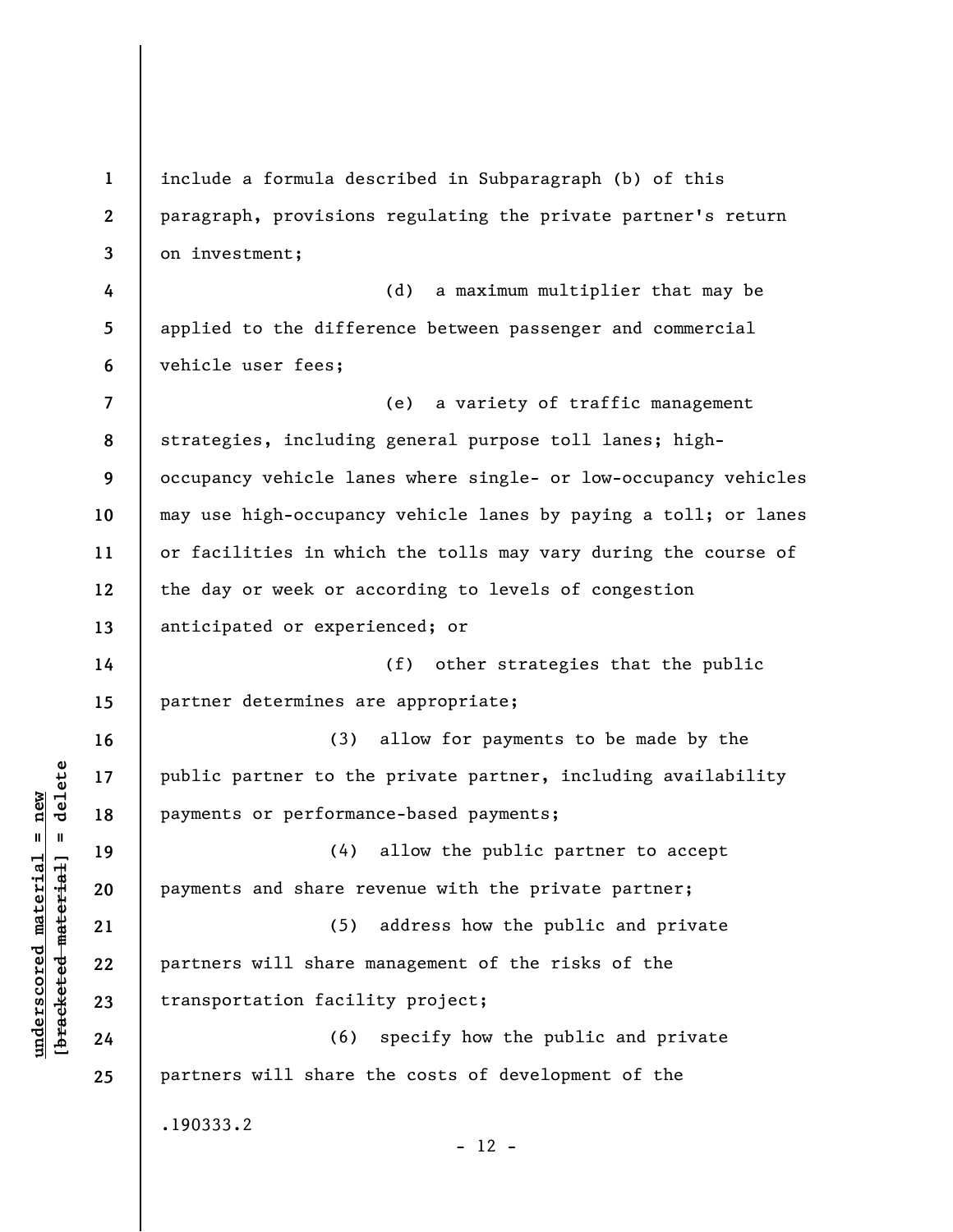include a formula described in Subparagraph (b) of this paragraph, provisions regulating the private partner's return on investment;

(d) a maximum multiplier that may be applied to the difference between passenger and commercial vehicle user fees;

(e) a variety of traffic management strategies, including general purpose toll lanes; high-occupancy vehicle lanes where single- or low-occupancy vehicles may use high-occupancy vehicle lanes by paying a toll; or lanes or facilities in which the tolls may vary during the course of the day or week or according to levels of congestion anticipated or experienced; or

(f) other strategies that the public partner determines are appropriate;

(3) allow for payments to be made by the public partner to the private partner, including availability payments or performance-based payments;

(4) allow the public partner to accept payments and share revenue with the private partner;

(5) address how the public and private partners will share management of the risks of the transportation facility project;

(6) specify how the public and private partners will share the costs of development of the

.190333.2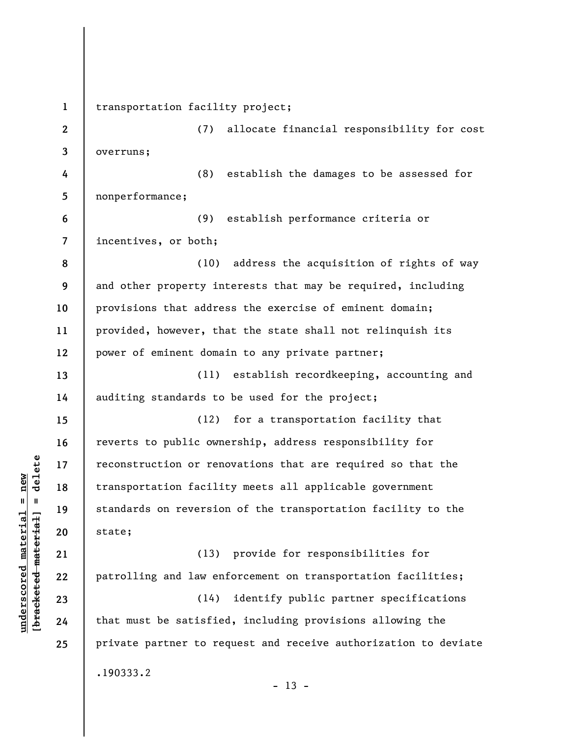transportation facility project;

(7) allocate financial responsibility for cost overruns;

(8) establish the damages to be assessed for nonperformance;

(9) establish performance criteria or incentives, or both;

(10) address the acquisition of rights of way and other property interests that may be required, including provisions that address the exercise of eminent domain; provided, however, that the state shall not relinquish its power of eminent domain to any private partner;

(11) establish recordkeeping, accounting and auditing standards to be used for the project;

(12) for a transportation facility that reverts to public ownership, address responsibility for reconstruction or renovations that are required so that the transportation facility meets all applicable government standards on reversion of the transportation facility to the state;

(13) provide for responsibilities for patrolling and law enforcement on transportation facilities;

(14) identify public partner specifications that must be satisfied, including provisions allowing the private partner to request and receive authorization to deviate

.190333.2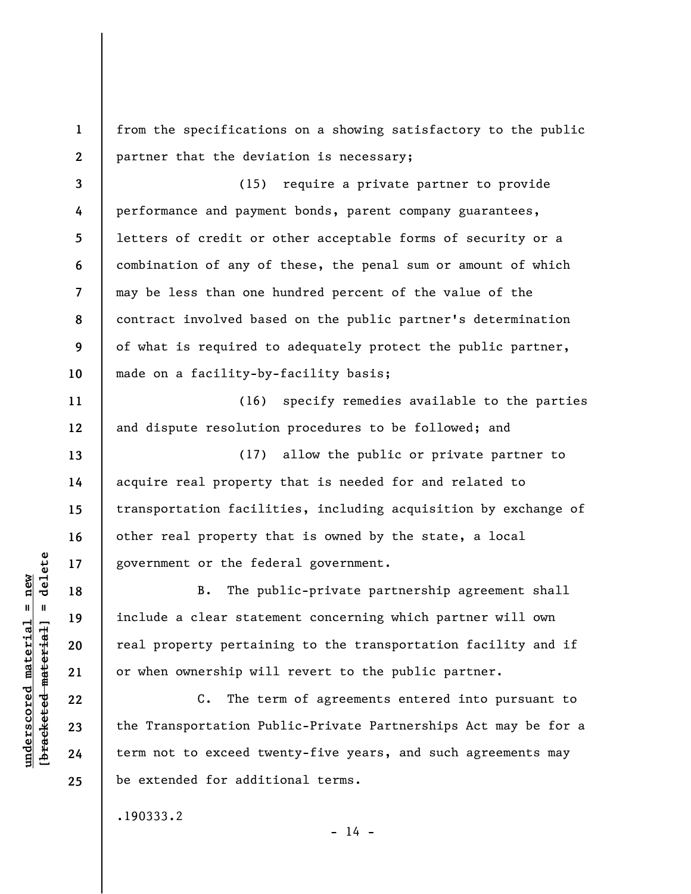from the specifications on a showing satisfactory to the public partner that the deviation is necessary;

(15) require a private partner to provide performance and payment bonds, parent company guarantees, letters of credit or other acceptable forms of security or a combination of any of these, the penal sum or amount of which may be less than one hundred percent of the value of the contract involved based on the public partner's determination of what is required to adequately protect the public partner, made on a facility-by-facility basis;

(16) specify remedies available to the parties and dispute resolution procedures to be followed; and

(17) allow the public or private partner to acquire real property that is needed for and related to transportation facilities, including acquisition by exchange of other real property that is owned by the state, a local government or the federal government.

B. The public-private partnership agreement shall include a clear statement concerning which partner will own real property pertaining to the transportation facility and if or when ownership will revert to the public partner.

C. The term of agreements entered into pursuant to the Transportation Public-Private Partnerships Act may be for a term not to exceed twenty-five years, and such agreements may be extended for additional terms.

.190333.2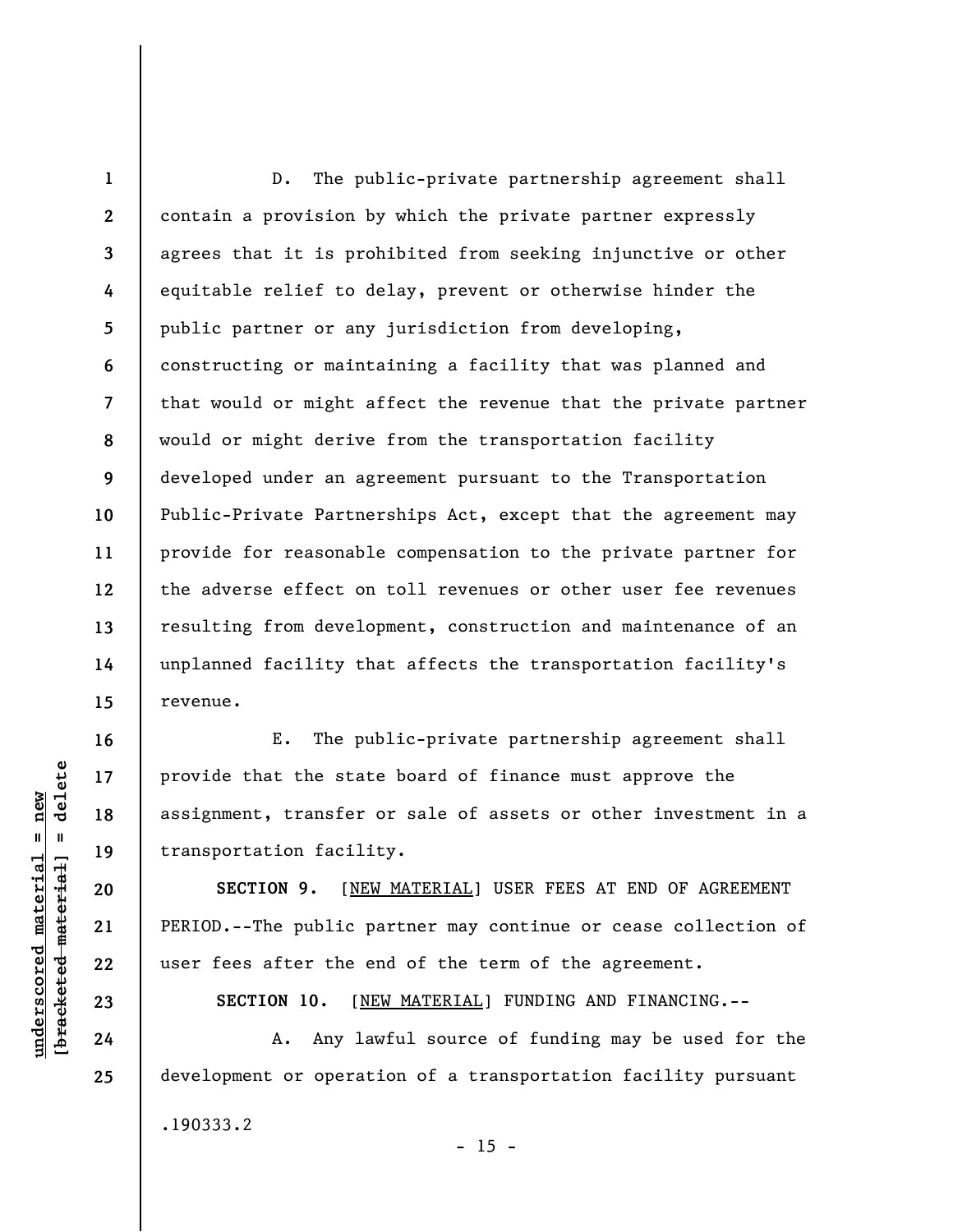D. The public-private partnership agreement shall contain a provision by which the private partner expressly agrees that it is prohibited from seeking injunctive or other equitable relief to delay, prevent or otherwise hinder the public partner or any jurisdiction from developing, constructing or maintaining a facility that was planned and that would or might affect the revenue that the private partner would or might derive from the transportation facility developed under an agreement pursuant to the Transportation Public-Private Partnerships Act, except that the agreement may provide for reasonable compensation to the private partner for the adverse effect on toll revenues or other user fee revenues resulting from development, construction and maintenance of an unplanned facility that affects the transportation facility's revenue.

E. The public-private partnership agreement shall provide that the state board of finance must approve the assignment, transfer or sale of assets or other investment in a transportation facility.

**SECTION 9.** [NEW MATERIAL] USER FEES AT END OF AGREEMENT PERIOD.--The public partner may continue or cease collection of user fees after the end of the term of the agreement.

**SECTION 10.** [NEW MATERIAL] FUNDING AND FINANCING.--

A. Any lawful source of funding may be used for the development or operation of a transportation facility pursuant

.190333.2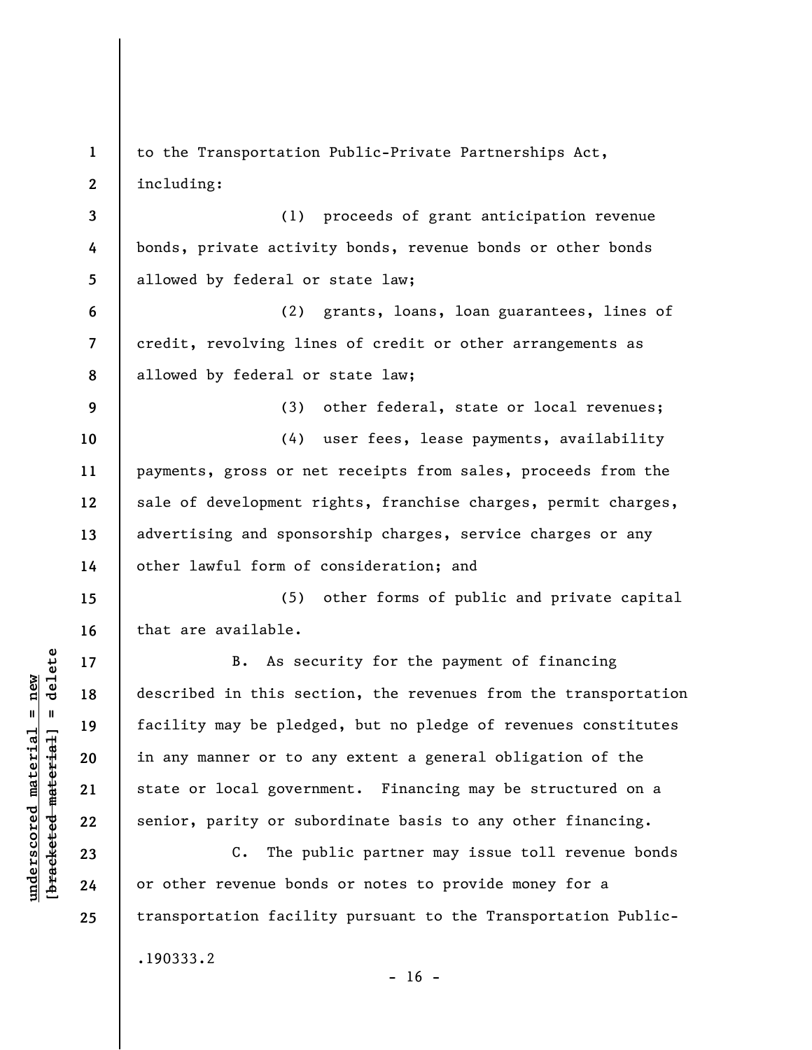to the Transportation Public-Private Partnerships Act, including:

(1) proceeds of grant anticipation revenue bonds, private activity bonds, revenue bonds or other bonds allowed by federal or state law;

(2) grants, loans, loan guarantees, lines of credit, revolving lines of credit or other arrangements as allowed by federal or state law;

(3) other federal, state or local revenues;

(4) user fees, lease payments, availability payments, gross or net receipts from sales, proceeds from the sale of development rights, franchise charges, permit charges, advertising and sponsorship charges, service charges or any other lawful form of consideration; and

(5) other forms of public and private capital that are available.

B. As security for the payment of financing described in this section, the revenues from the transportation facility may be pledged, but no pledge of revenues constitutes in any manner or to any extent a general obligation of the state or local government. Financing may be structured on a senior, parity or subordinate basis to any other financing.

C. The public partner may issue toll revenue bonds or other revenue bonds or notes to provide money for a transportation facility pursuant to the Transportation Public-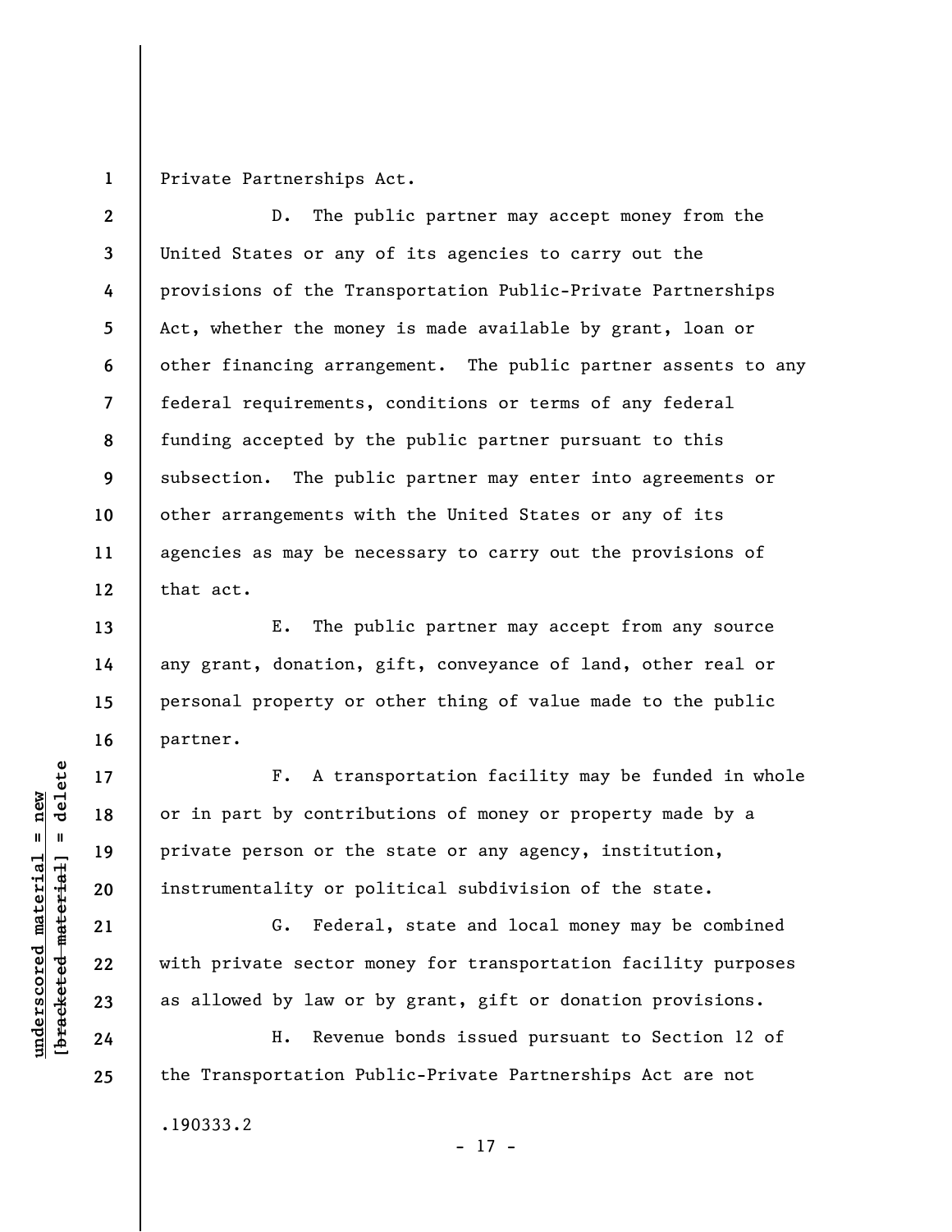Private Partnerships Act.

D. The public partner may accept money from the United States or any of its agencies to carry out the provisions of the Transportation Public-Private Partnerships Act, whether the money is made available by grant, loan or other financing arrangement. The public partner assents to any federal requirements, conditions or terms of any federal funding accepted by the public partner pursuant to this subsection. The public partner may enter into agreements or other arrangements with the United States or any of its agencies as may be necessary to carry out the provisions of that act.

E. The public partner may accept from any source any grant, donation, gift, conveyance of land, other real or personal property or other thing of value made to the public partner.

F. A transportation facility may be funded in whole or in part by contributions of money or property made by a private person or the state or any agency, institution, instrumentality or political subdivision of the state.

G. Federal, state and local money may be combined with private sector money for transportation facility purposes as allowed by law or by grant, gift or donation provisions.

H. Revenue bonds issued pursuant to Section 12 of the Transportation Public-Private Partnerships Act are not

.190333.2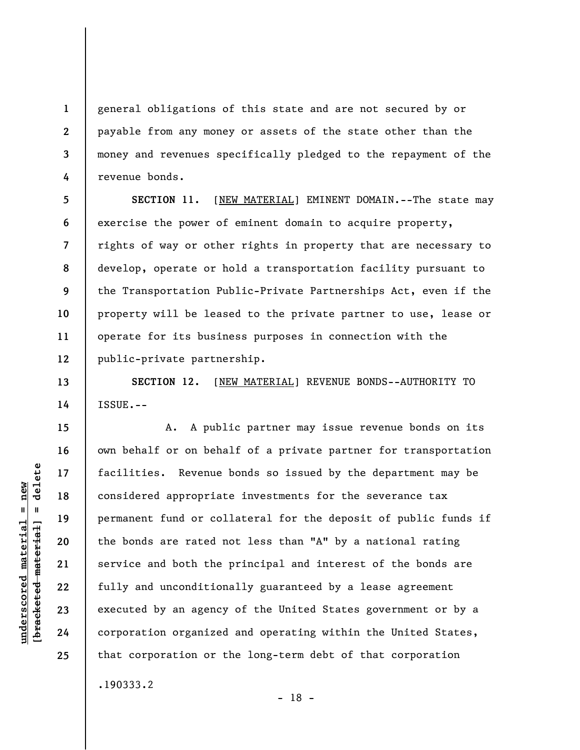general obligations of this state and are not secured by or payable from any money or assets of the state other than the money and revenues specifically pledged to the repayment of the revenue bonds.

**SECTION 11.** [NEW MATERIAL] EMINENT DOMAIN.--The state may exercise the power of eminent domain to acquire property, rights of way or other rights in property that are necessary to develop, operate or hold a transportation facility pursuant to the Transportation Public-Private Partnerships Act, even if the property will be leased to the private partner to use, lease or operate for its business purposes in connection with the public-private partnership.

**SECTION 12.** [NEW MATERIAL] REVENUE BONDS--AUTHORITY TO ISSUE.--

A. A public partner may issue revenue bonds on its own behalf or on behalf of a private partner for transportation facilities. Revenue bonds so issued by the department may be considered appropriate investments for the severance tax permanent fund or collateral for the deposit of public funds if the bonds are rated not less than "A" by a national rating service and both the principal and interest of the bonds are fully and unconditionally guaranteed by a lease agreement executed by an agency of the United States government or by a corporation organized and operating within the United States, that corporation or the long-term debt of that corporation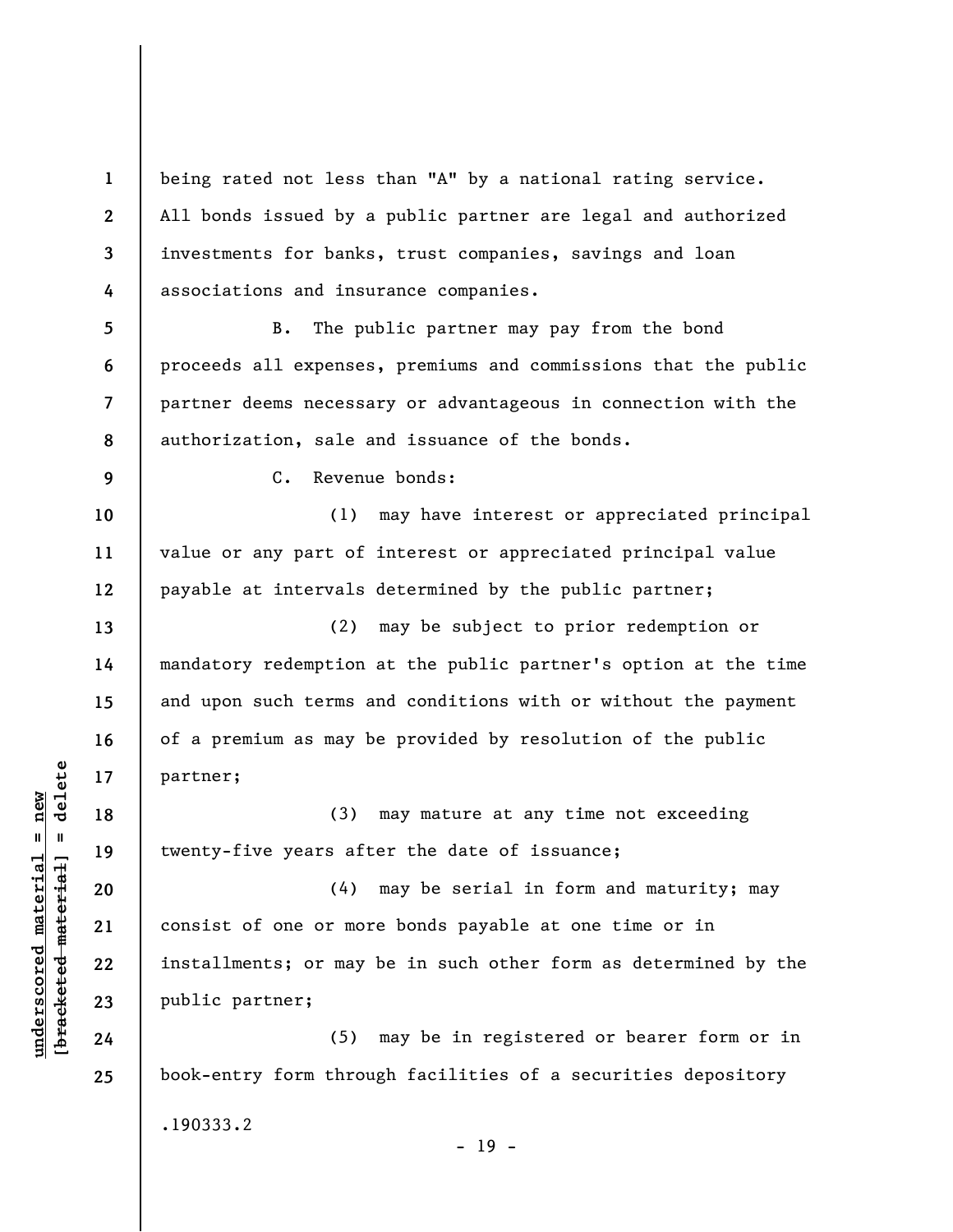being rated not less than "A" by a national rating service. All bonds issued by a public partner are legal and authorized investments for banks, trust companies, savings and loan associations and insurance companies.

B. The public partner may pay from the bond proceeds all expenses, premiums and commissions that the public partner deems necessary or advantageous in connection with the authorization, sale and issuance of the bonds.

C. Revenue bonds:

(1) may have interest or appreciated principal value or any part of interest or appreciated principal value payable at intervals determined by the public partner;

(2) may be subject to prior redemption or mandatory redemption at the public partner's option at the time and upon such terms and conditions with or without the payment of a premium as may be provided by resolution of the public partner;

(3) may mature at any time not exceeding twenty-five years after the date of issuance;

(4) may be serial in form and maturity; may consist of one or more bonds payable at one time or in installments; or may be in such other form as determined by the public partner;

(5) may be in registered or bearer form or in book-entry form through facilities of a securities depository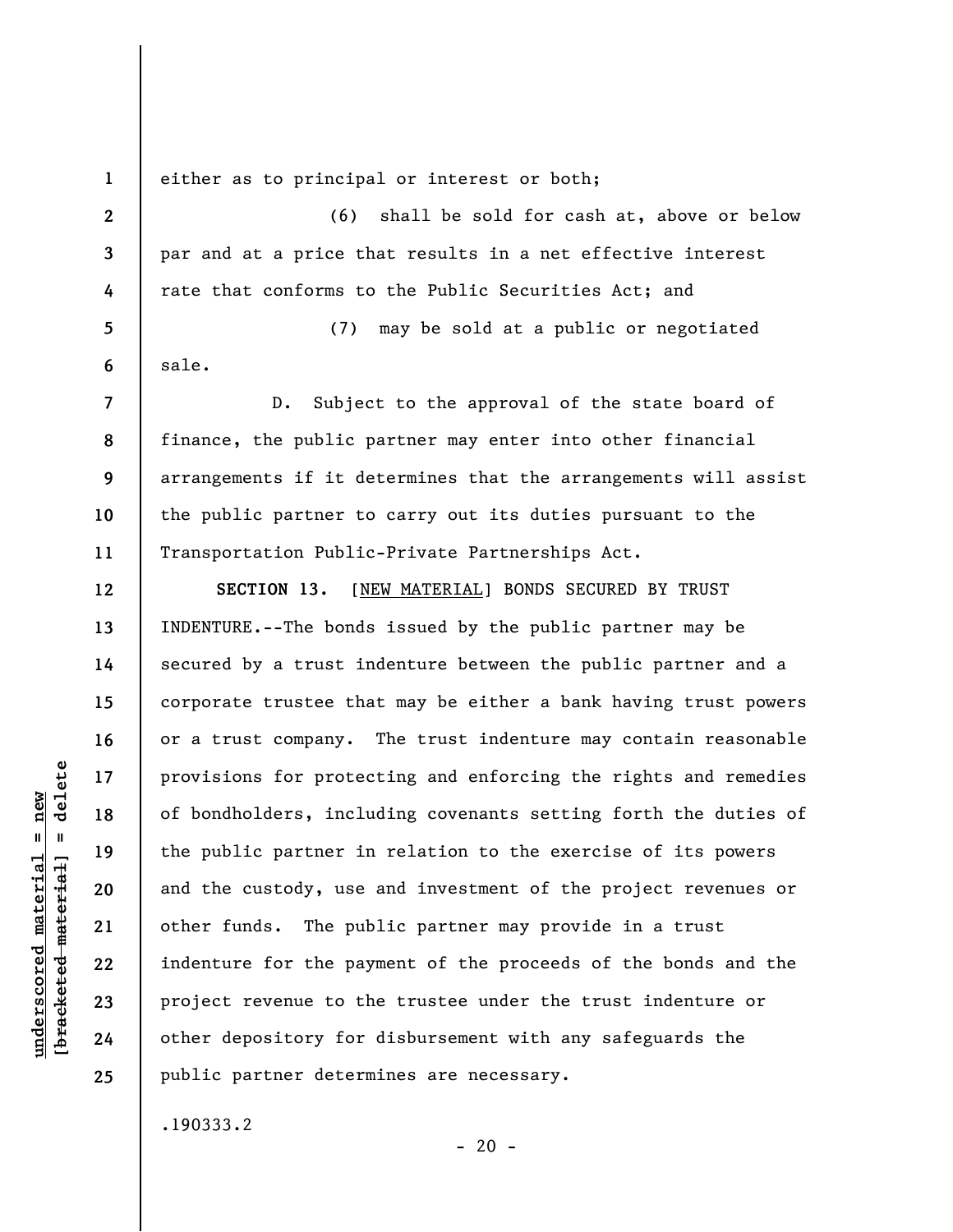either as to principal or interest or both;

(6) shall be sold for cash at, above or below par and at a price that results in a net effective interest rate that conforms to the Public Securities Act; and

(7) may be sold at a public or negotiated sale.

D. Subject to the approval of the state board of finance, the public partner may enter into other financial arrangements if it determines that the arrangements will assist the public partner to carry out its duties pursuant to the Transportation Public-Private Partnerships Act.

**SECTION 13.** [NEW MATERIAL] BONDS SECURED BY TRUST INDENTURE.--The bonds issued by the public partner may be secured by a trust indenture between the public partner and a corporate trustee that may be either a bank having trust powers or a trust company. The trust indenture may contain reasonable provisions for protecting and enforcing the rights and remedies of bondholders, including covenants setting forth the duties of the public partner in relation to the exercise of its powers and the custody, use and investment of the project revenues or other funds. The public partner may provide in a trust indenture for the payment of the proceeds of the bonds and the project revenue to the trustee under the trust indenture or other depository for disbursement with any safeguards the public partner determines are necessary.

.190333.2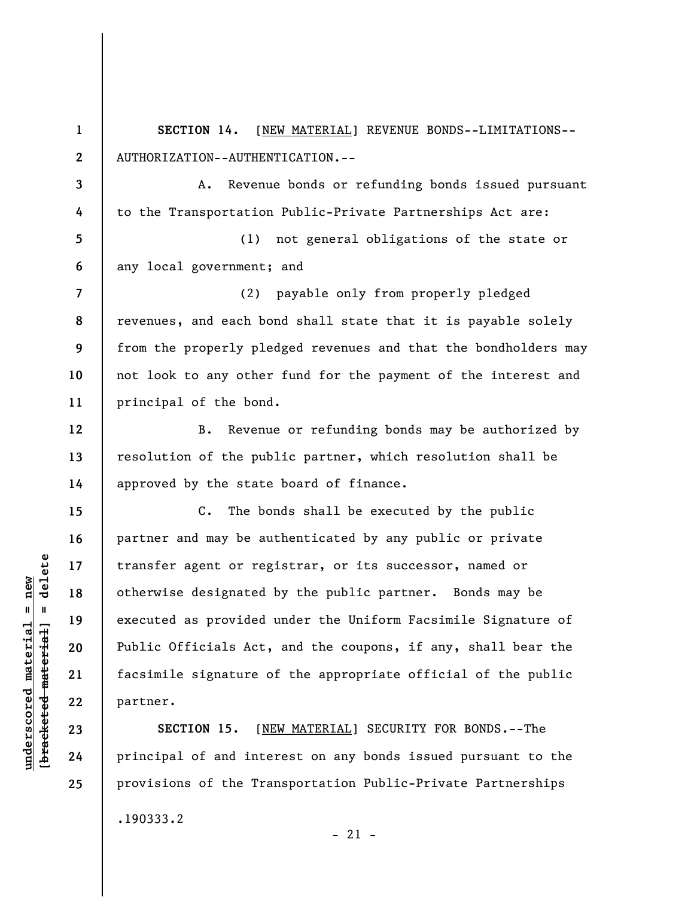**SECTION 14.** [NEW MATERIAL] REVENUE BONDS--LIMITATIONS--AUTHORIZATION--AUTHENTICATION.--

A. Revenue bonds or refunding bonds issued pursuant to the Transportation Public-Private Partnerships Act are:

(1) not general obligations of the state or any local government; and

(2) payable only from properly pledged revenues, and each bond shall state that it is payable solely from the properly pledged revenues and that the bondholders may not look to any other fund for the payment of the interest and principal of the bond.

B. Revenue or refunding bonds may be authorized by resolution of the public partner, which resolution shall be approved by the state board of finance.

C. The bonds shall be executed by the public partner and may be authenticated by any public or private transfer agent or registrar, or its successor, named or otherwise designated by the public partner. Bonds may be executed as provided under the Uniform Facsimile Signature of Public Officials Act, and the coupons, if any, shall bear the facsimile signature of the appropriate official of the public partner.

**SECTION 15.** [NEW MATERIAL] SECURITY FOR BONDS.--The principal of and interest on any bonds issued pursuant to the provisions of the Transportation Public-Private Partnerships

.190333.2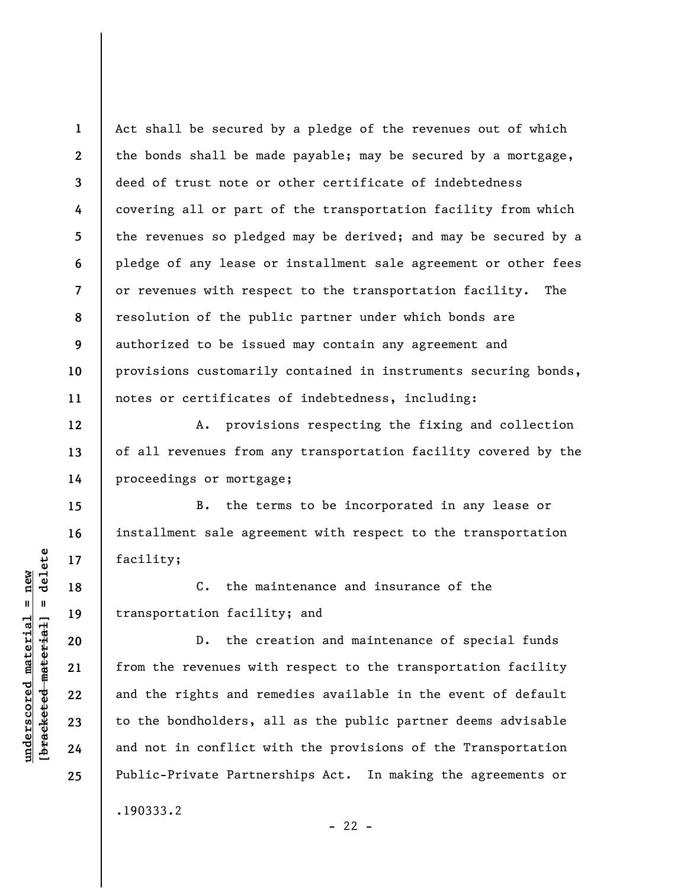Act shall be secured by a pledge of the revenues out of which the bonds shall be made payable; may be secured by a mortgage, deed of trust note or other certificate of indebtedness covering all or part of the transportation facility from which the revenues so pledged may be derived; and may be secured by a pledge of any lease or installment sale agreement or other fees or revenues with respect to the transportation facility. The resolution of the public partner under which bonds are authorized to be issued may contain any agreement and provisions customarily contained in instruments securing bonds, notes or certificates of indebtedness, including:

A. provisions respecting the fixing and collection of all revenues from any transportation facility covered by the proceedings or mortgage;

B. the terms to be incorporated in any lease or installment sale agreement with respect to the transportation facility;

C. the maintenance and insurance of the transportation facility; and

D. the creation and maintenance of special funds from the revenues with respect to the transportation facility and the rights and remedies available in the event of default to the bondholders, all as the public partner deems advisable and not in conflict with the provisions of the Transportation Public-Private Partnerships Act. In making the agreements or

.190333.2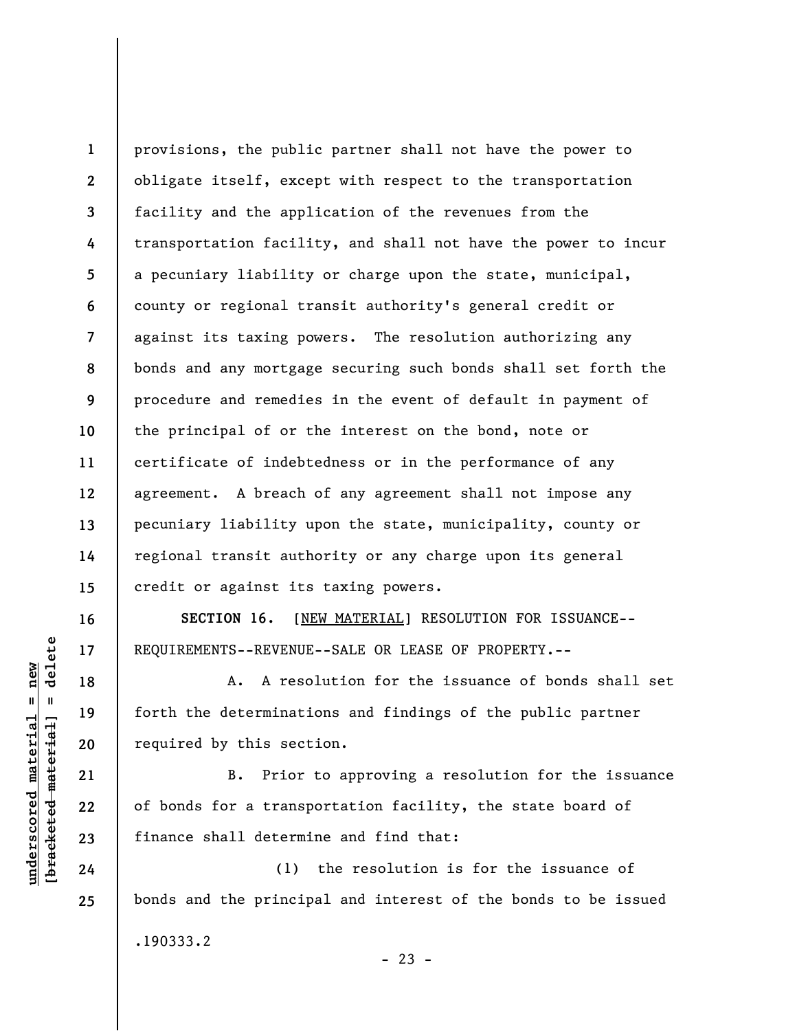provisions, the public partner shall not have the power to obligate itself, except with respect to the transportation facility and the application of the revenues from the transportation facility, and shall not have the power to incur a pecuniary liability or charge upon the state, municipal, county or regional transit authority's general credit or against its taxing powers. The resolution authorizing any bonds and any mortgage securing such bonds shall set forth the procedure and remedies in the event of default in payment of the principal of or the interest on the bond, note or certificate of indebtedness or in the performance of any agreement. A breach of any agreement shall not impose any pecuniary liability upon the state, municipality, county or regional transit authority or any charge upon its general credit or against its taxing powers.

**SECTION 16.** [NEW MATERIAL] RESOLUTION FOR ISSUANCE--REQUIREMENTS--REVENUE--SALE OR LEASE OF PROPERTY.--

A. A resolution for the issuance of bonds shall set forth the determinations and findings of the public partner required by this section.

B. Prior to approving a resolution for the issuance of bonds for a transportation facility, the state board of finance shall determine and find that:

(1) the resolution is for the issuance of bonds and the principal and interest of the bonds to be issued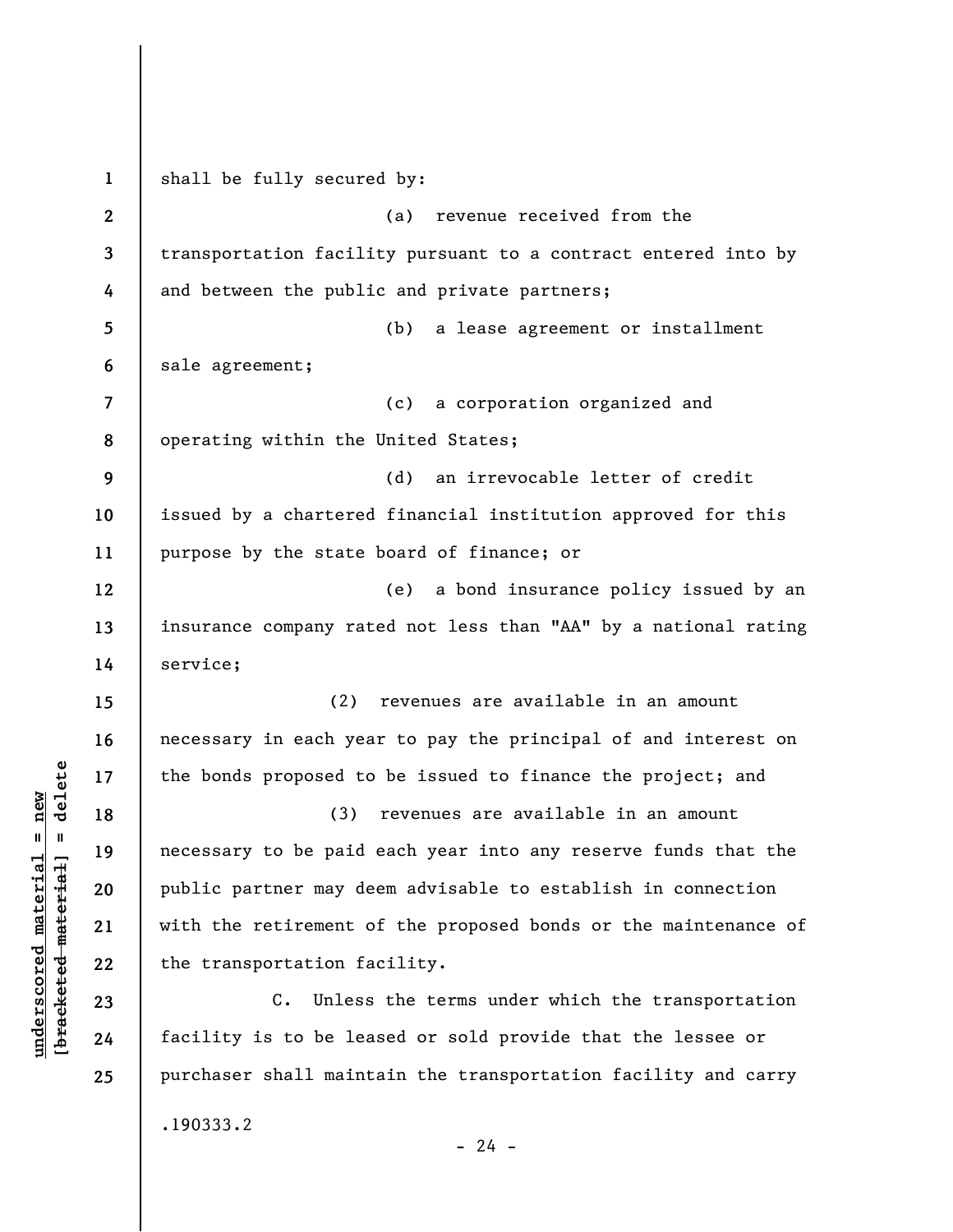shall be fully secured by:

(a) revenue received from the transportation facility pursuant to a contract entered into by and between the public and private partners;

(b) a lease agreement or installment sale agreement;

(c) a corporation organized and operating within the United States;

(d) an irrevocable letter of credit issued by a chartered financial institution approved for this purpose by the state board of finance; or

(e) a bond insurance policy issued by an insurance company rated not less than "AA" by a national rating service;

(2) revenues are available in an amount necessary in each year to pay the principal of and interest on the bonds proposed to be issued to finance the project; and

(3) revenues are available in an amount necessary to be paid each year into any reserve funds that the public partner may deem advisable to establish in connection with the retirement of the proposed bonds or the maintenance of the transportation facility.

C. Unless the terms under which the transportation facility is to be leased or sold provide that the lessee or purchaser shall maintain the transportation facility and carry

.190333.2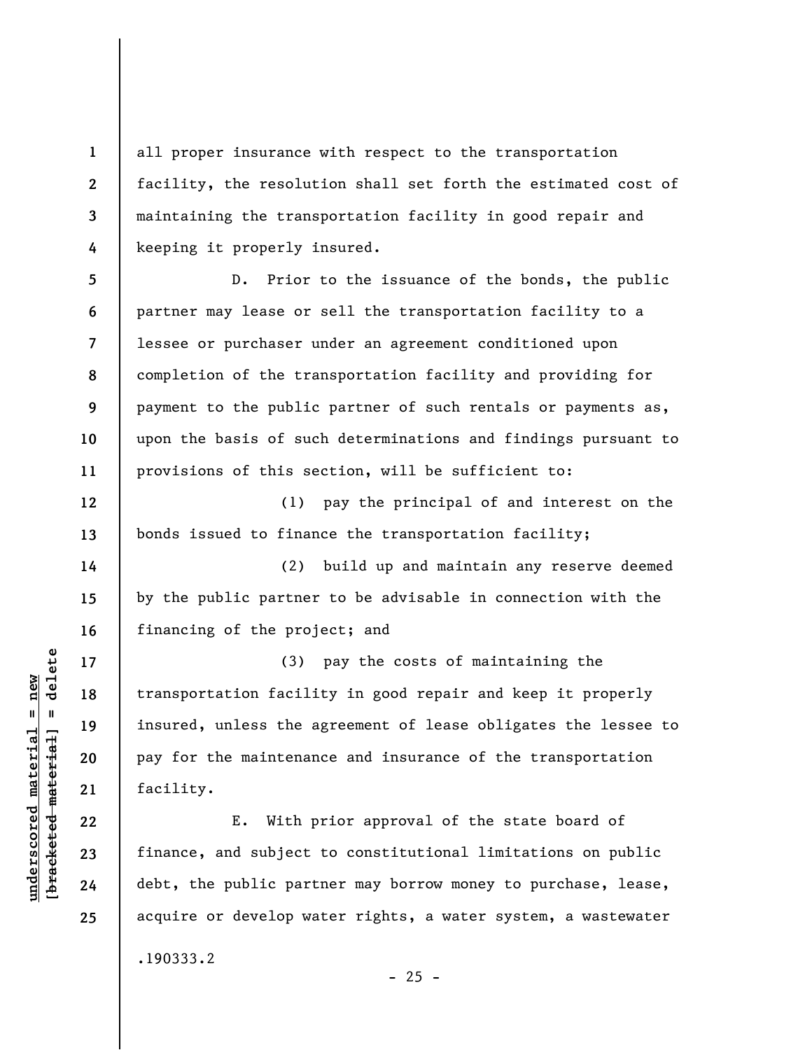all proper insurance with respect to the transportation facility, the resolution shall set forth the estimated cost of maintaining the transportation facility in good repair and keeping it properly insured.

D. Prior to the issuance of the bonds, the public partner may lease or sell the transportation facility to a lessee or purchaser under an agreement conditioned upon completion of the transportation facility and providing for payment to the public partner of such rentals or payments as, upon the basis of such determinations and findings pursuant to provisions of this section, will be sufficient to:

(1) pay the principal of and interest on the bonds issued to finance the transportation facility;

(2) build up and maintain any reserve deemed by the public partner to be advisable in connection with the financing of the project; and

(3) pay the costs of maintaining the transportation facility in good repair and keep it properly insured, unless the agreement of lease obligates the lessee to pay for the maintenance and insurance of the transportation facility.

E. With prior approval of the state board of finance, and subject to constitutional limitations on public debt, the public partner may borrow money to purchase, lease, acquire or develop water rights, a water system, a wastewater

.190333.2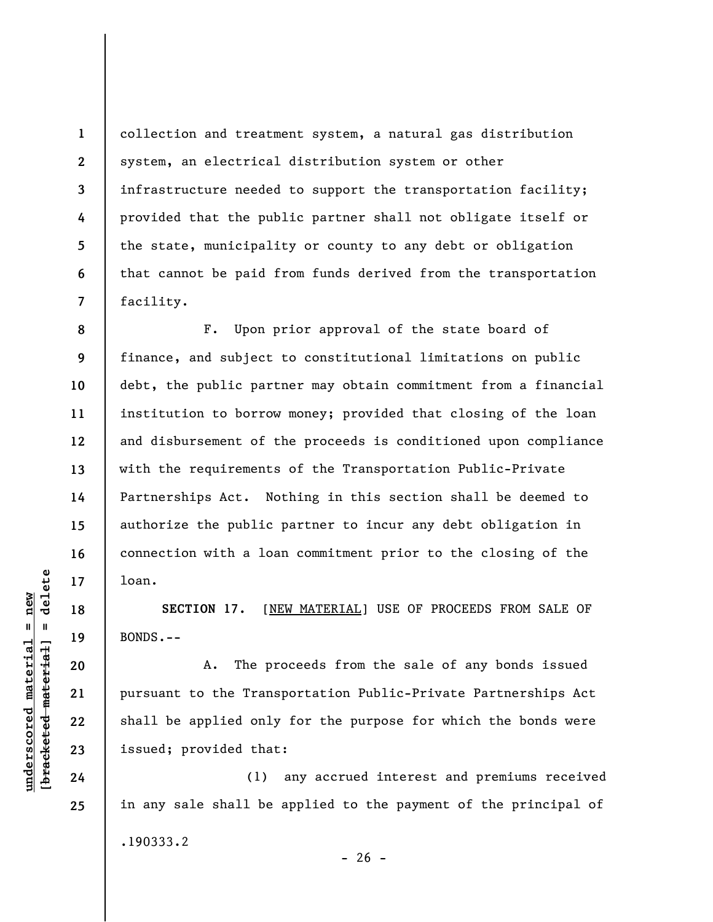collection and treatment system, a natural gas distribution system, an electrical distribution system or other infrastructure needed to support the transportation facility; provided that the public partner shall not obligate itself or the state, municipality or county to any debt or obligation that cannot be paid from funds derived from the transportation facility.

F. Upon prior approval of the state board of finance, and subject to constitutional limitations on public debt, the public partner may obtain commitment from a financial institution to borrow money; provided that closing of the loan and disbursement of the proceeds is conditioned upon compliance with the requirements of the Transportation Public-Private Partnerships Act. Nothing in this section shall be deemed to authorize the public partner to incur any debt obligation in connection with a loan commitment prior to the closing of the loan.

**SECTION 17.** [NEW MATERIAL] USE OF PROCEEDS FROM SALE OF BONDS.--

A. The proceeds from the sale of any bonds issued pursuant to the Transportation Public-Private Partnerships Act shall be applied only for the purpose for which the bonds were issued; provided that:

(1) any accrued interest and premiums received in any sale shall be applied to the payment of the principal of

.190333.2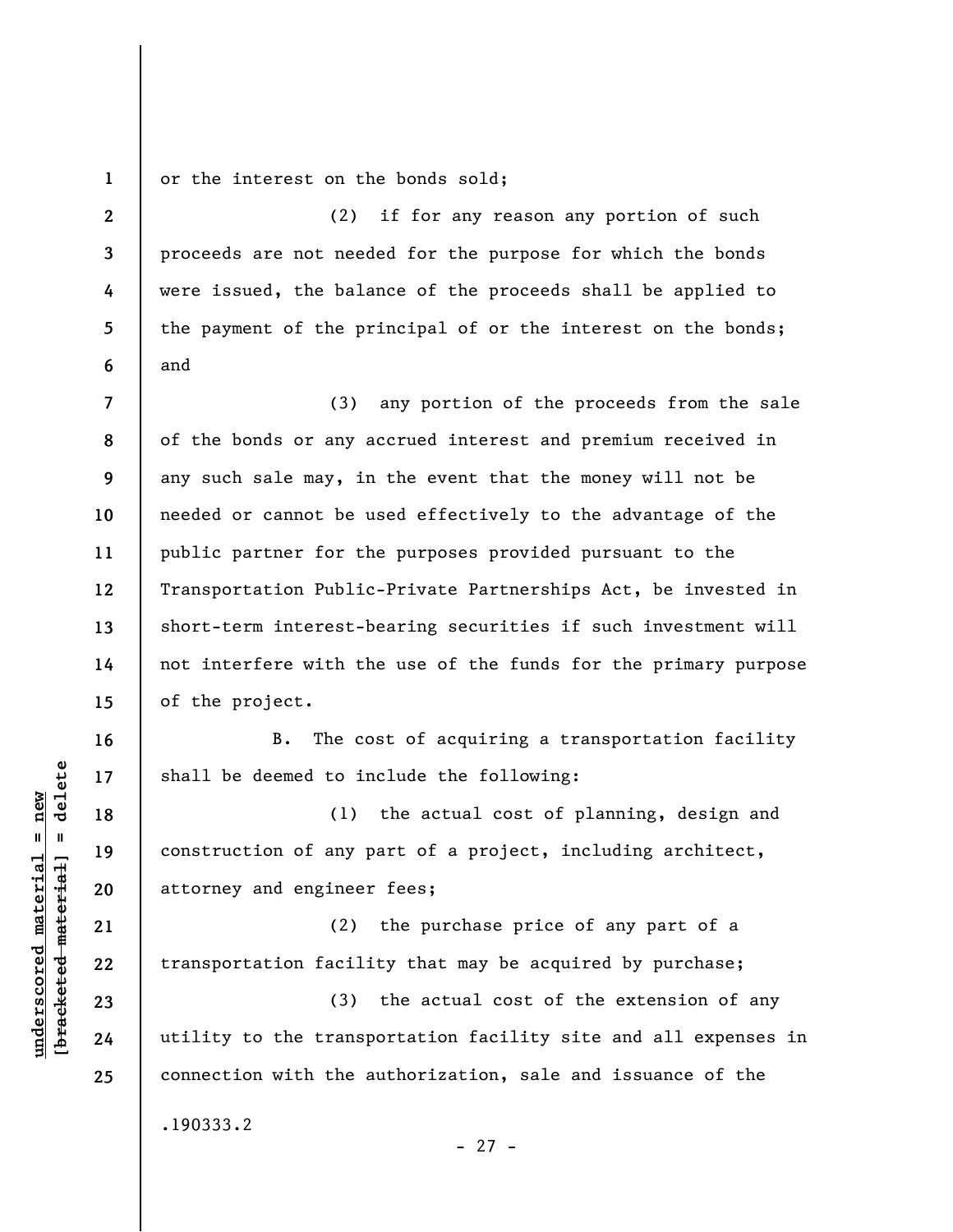or the interest on the bonds sold;

(2) if for any reason any portion of such proceeds are not needed for the purpose for which the bonds were issued, the balance of the proceeds shall be applied to the payment of the principal of or the interest on the bonds; and

(3) any portion of the proceeds from the sale of the bonds or any accrued interest and premium received in any such sale may, in the event that the money will not be needed or cannot be used effectively to the advantage of the public partner for the purposes provided pursuant to the Transportation Public-Private Partnerships Act, be invested in short-term interest-bearing securities if such investment will not interfere with the use of the funds for the primary purpose of the project.

B. The cost of acquiring a transportation facility shall be deemed to include the following:

(1) the actual cost of planning, design and construction of any part of a project, including architect, attorney and engineer fees;

(2) the purchase price of any part of a transportation facility that may be acquired by purchase;

(3) the actual cost of the extension of any utility to the transportation facility site and all expenses in connection with the authorization, sale and issuance of the

.190333.2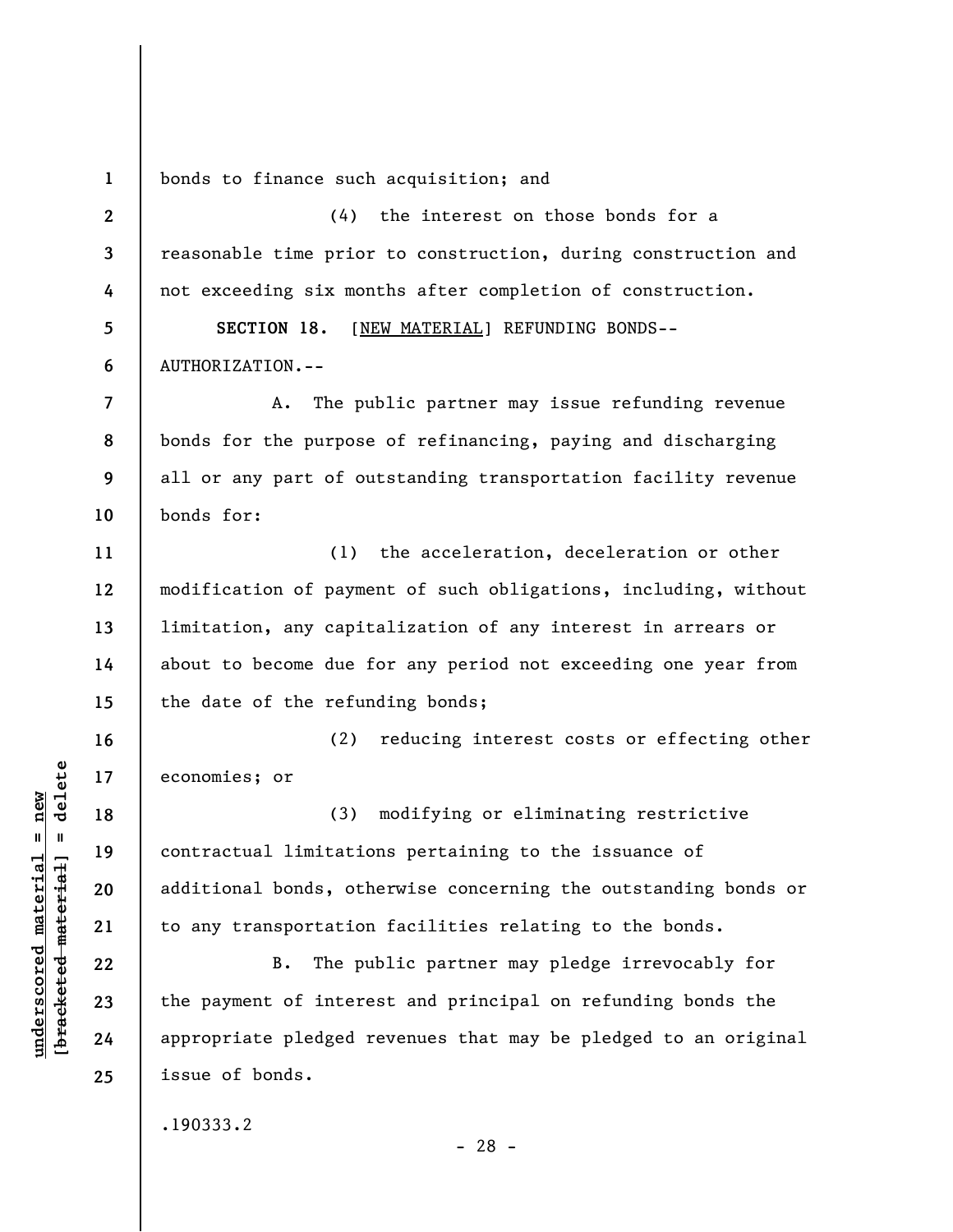bonds to finance such acquisition; and

(4) the interest on those bonds for a reasonable time prior to construction, during construction and not exceeding six months after completion of construction.

**SECTION 18.** [NEW MATERIAL] REFUNDING BONDS--AUTHORIZATION.--

A. The public partner may issue refunding revenue bonds for the purpose of refinancing, paying and discharging all or any part of outstanding transportation facility revenue bonds for:

(1) the acceleration, deceleration or other modification of payment of such obligations, including, without limitation, any capitalization of any interest in arrears or about to become due for any period not exceeding one year from the date of the refunding bonds;

(2) reducing interest costs or effecting other economies; or

(3) modifying or eliminating restrictive contractual limitations pertaining to the issuance of additional bonds, otherwise concerning the outstanding bonds or to any transportation facilities relating to the bonds.

B. The public partner may pledge irrevocably for the payment of interest and principal on refunding bonds the appropriate pledged revenues that may be pledged to an original issue of bonds.

.190333.2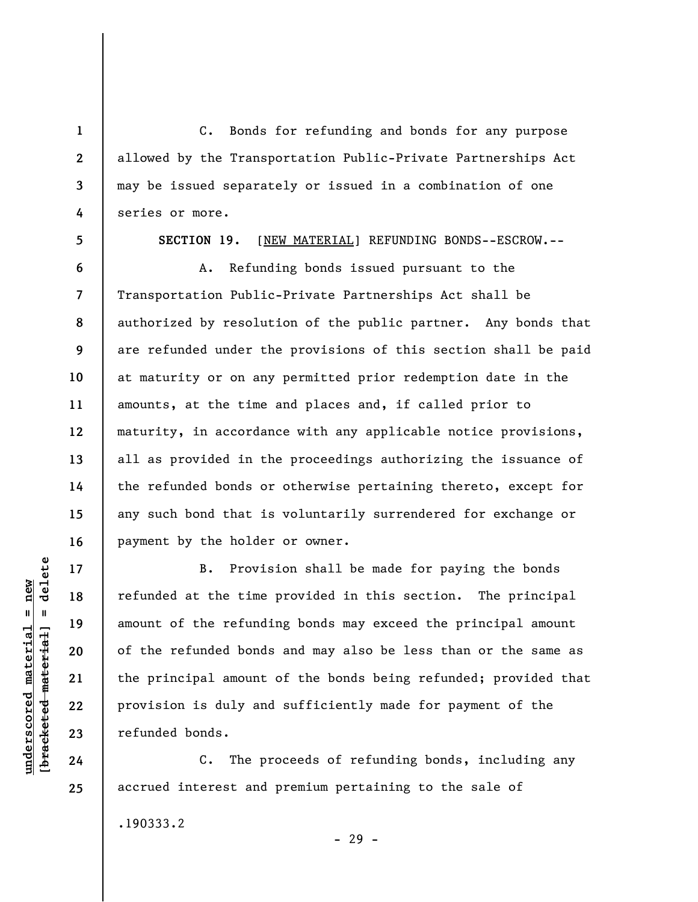C. Bonds for refunding and bonds for any purpose allowed by the Transportation Public-Private Partnerships Act may be issued separately or issued in a combination of one series or more.

**SECTION 19.** [NEW MATERIAL] REFUNDING BONDS--ESCROW.--

A. Refunding bonds issued pursuant to the Transportation Public-Private Partnerships Act shall be authorized by resolution of the public partner. Any bonds that are refunded under the provisions of this section shall be paid at maturity or on any permitted prior redemption date in the amounts, at the time and places and, if called prior to maturity, in accordance with any applicable notice provisions, all as provided in the proceedings authorizing the issuance of the refunded bonds or otherwise pertaining thereto, except for any such bond that is voluntarily surrendered for exchange or payment by the holder or owner.

B. Provision shall be made for paying the bonds refunded at the time provided in this section. The principal amount of the refunding bonds may exceed the principal amount of the refunded bonds and may also be less than or the same as the principal amount of the bonds being refunded; provided that provision is duly and sufficiently made for payment of the refunded bonds.

C. The proceeds of refunding bonds, including any accrued interest and premium pertaining to the sale of

.190333.2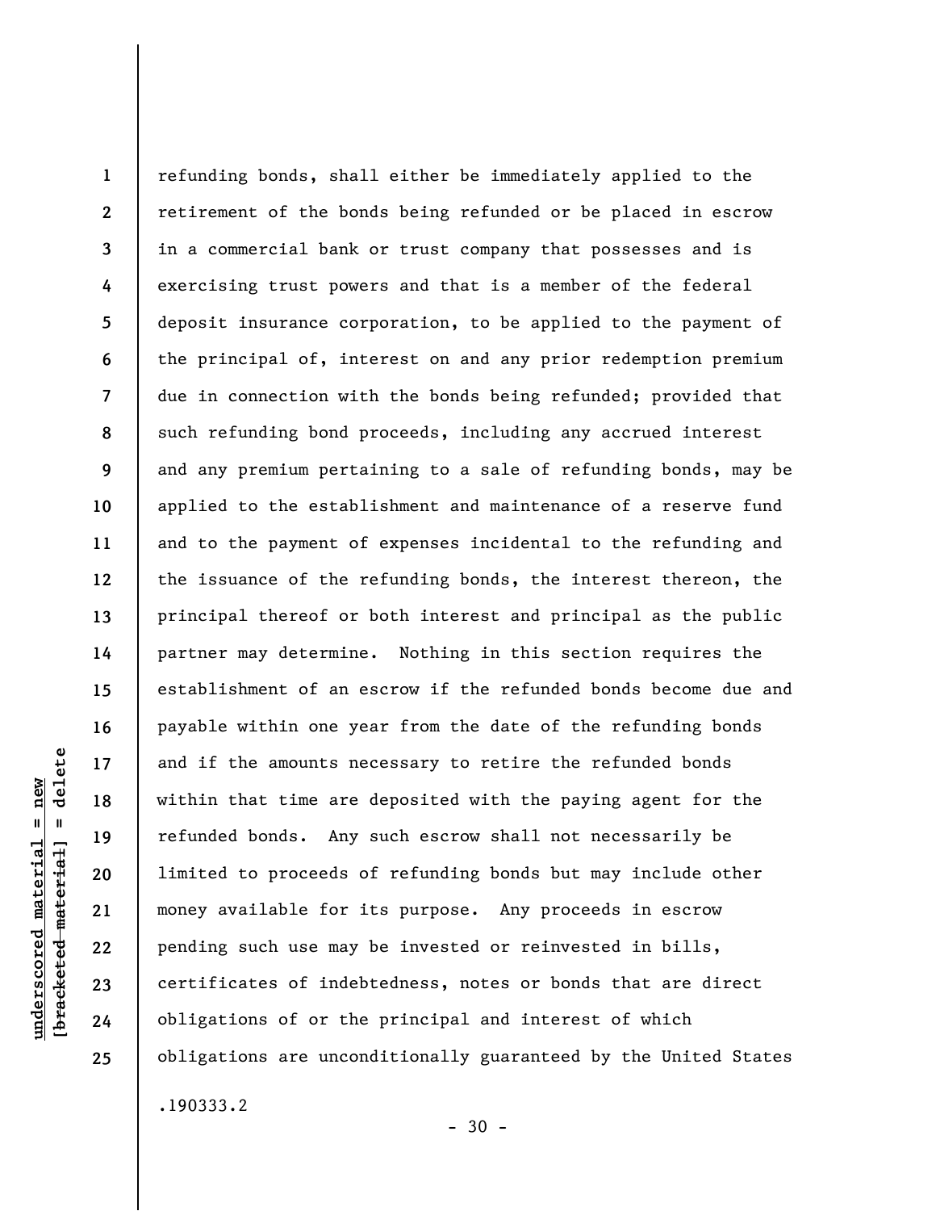refunding bonds, shall either be immediately applied to the retirement of the bonds being refunded or be placed in escrow in a commercial bank or trust company that possesses and is exercising trust powers and that is a member of the federal deposit insurance corporation, to be applied to the payment of the principal of, interest on and any prior redemption premium due in connection with the bonds being refunded; provided that such refunding bond proceeds, including any accrued interest and any premium pertaining to a sale of refunding bonds, may be applied to the establishment and maintenance of a reserve fund and to the payment of expenses incidental to the refunding and the issuance of the refunding bonds, the interest thereon, the principal thereof or both interest and principal as the public partner may determine. Nothing in this section requires the establishment of an escrow if the refunded bonds become due and payable within one year from the date of the refunding bonds and if the amounts necessary to retire the refunded bonds within that time are deposited with the paying agent for the refunded bonds. Any such escrow shall not necessarily be limited to proceeds of refunding bonds but may include other money available for its purpose. Any proceeds in escrow pending such use may be invested or reinvested in bills, certificates of indebtedness, notes or bonds that are direct obligations of or the principal and interest of which obligations are unconditionally guaranteed by the United States

.190333.2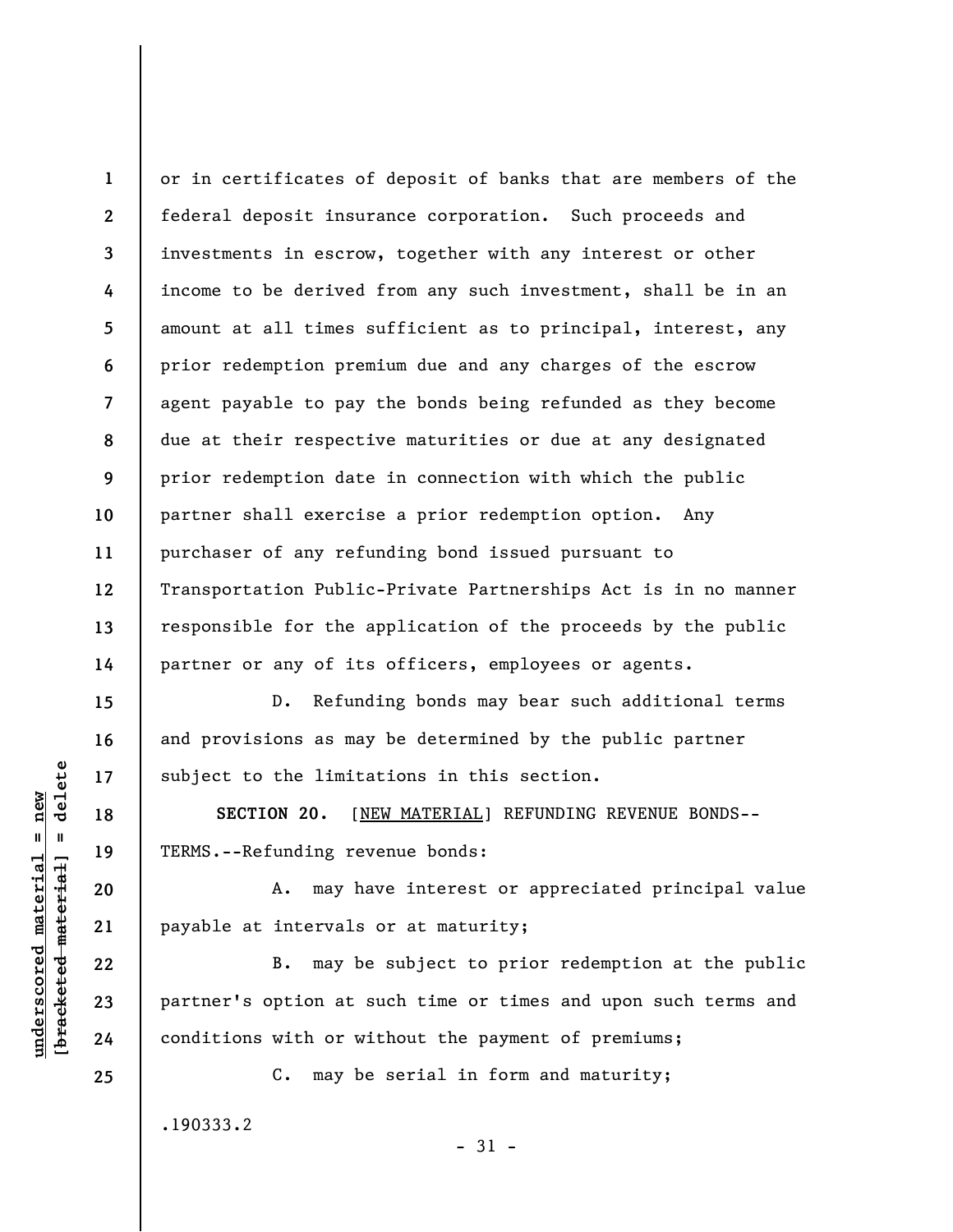or in certificates of deposit of banks that are members of the federal deposit insurance corporation. Such proceeds and investments in escrow, together with any interest or other income to be derived from any such investment, shall be in an amount at all times sufficient as to principal, interest, any prior redemption premium due and any charges of the escrow agent payable to pay the bonds being refunded as they become due at their respective maturities or due at any designated prior redemption date in connection with which the public partner shall exercise a prior redemption option. Any purchaser of any refunding bond issued pursuant to Transportation Public-Private Partnerships Act is in no manner responsible for the application of the proceeds by the public partner or any of its officers, employees or agents.

D. Refunding bonds may bear such additional terms and provisions as may be determined by the public partner subject to the limitations in this section.

**SECTION 20.** [NEW MATERIAL] REFUNDING REVENUE BONDS--TERMS.--Refunding revenue bonds:

A. may have interest or appreciated principal value payable at intervals or at maturity;

B. may be subject to prior redemption at the public partner's option at such time or times and upon such terms and conditions with or without the payment of premiums;

C. may be serial in form and maturity;

.190333.2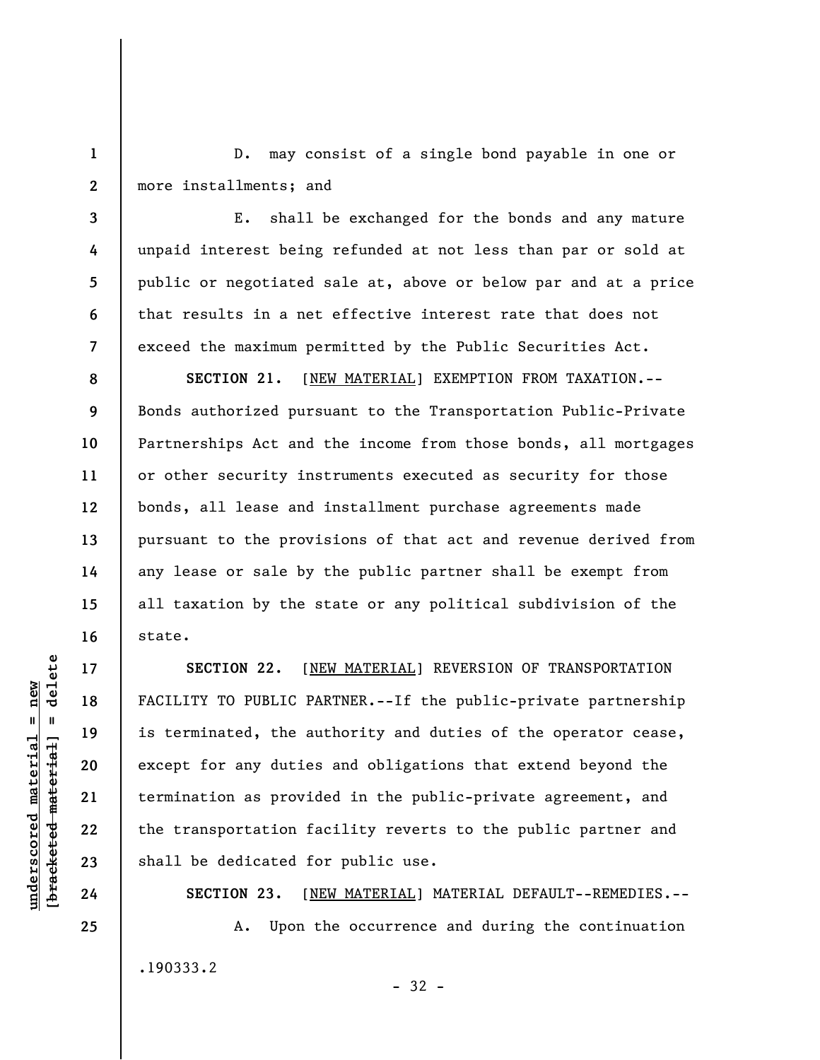D. may consist of a single bond payable in one or more installments; and

E. shall be exchanged for the bonds and any mature unpaid interest being refunded at not less than par or sold at public or negotiated sale at, above or below par and at a price that results in a net effective interest rate that does not exceed the maximum permitted by the Public Securities Act.

**SECTION 21.** [NEW MATERIAL] EXEMPTION FROM TAXATION.--Bonds authorized pursuant to the Transportation Public-Private Partnerships Act and the income from those bonds, all mortgages or other security instruments executed as security for those bonds, all lease and installment purchase agreements made pursuant to the provisions of that act and revenue derived from any lease or sale by the public partner shall be exempt from all taxation by the state or any political subdivision of the state.

**SECTION 22.** [NEW MATERIAL] REVERSION OF TRANSPORTATION FACILITY TO PUBLIC PARTNER.--If the public-private partnership is terminated, the authority and duties of the operator cease, except for any duties and obligations that extend beyond the termination as provided in the public-private agreement, and the transportation facility reverts to the public partner and shall be dedicated for public use.

**SECTION 23.** [NEW MATERIAL] MATERIAL DEFAULT--REMEDIES.--

A. Upon the occurrence and during the continuation

.190333.2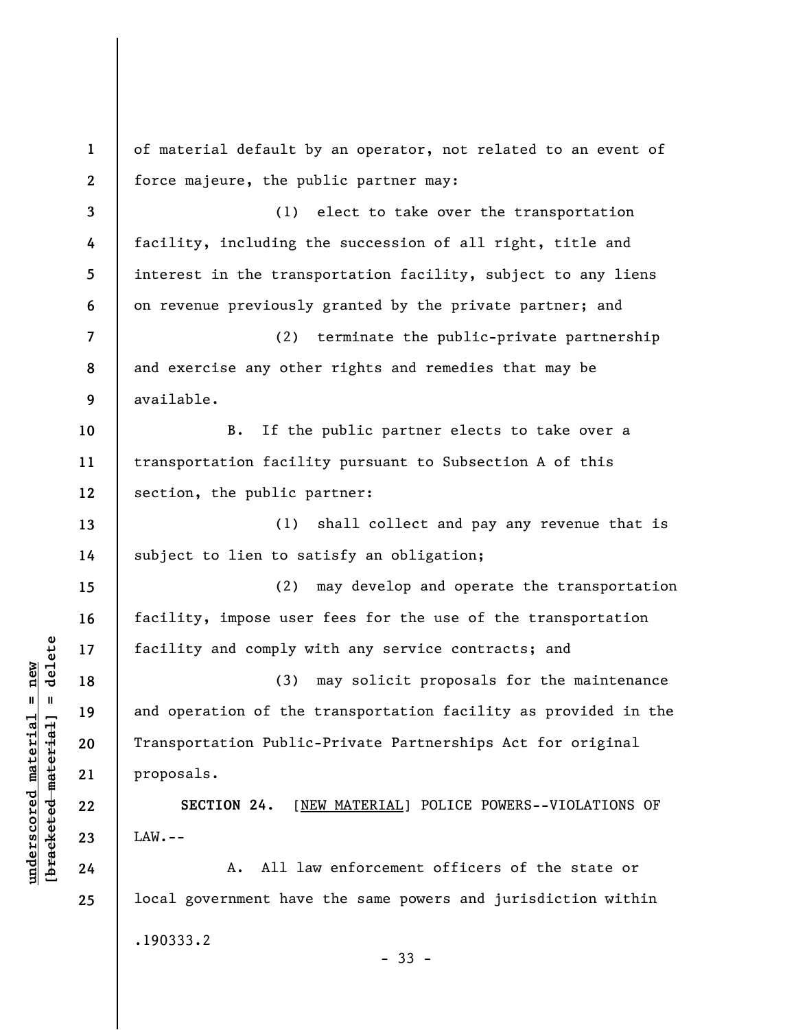of material default by an operator, not related to an event of force majeure, the public partner may:

(1) elect to take over the transportation facility, including the succession of all right, title and interest in the transportation facility, subject to any liens on revenue previously granted by the private partner; and

(2) terminate the public-private partnership and exercise any other rights and remedies that may be available.

B. If the public partner elects to take over a transportation facility pursuant to Subsection A of this section, the public partner:

(1) shall collect and pay any revenue that is subject to lien to satisfy an obligation;

(2) may develop and operate the transportation facility, impose user fees for the use of the transportation facility and comply with any service contracts; and

(3) may solicit proposals for the maintenance and operation of the transportation facility as provided in the Transportation Public-Private Partnerships Act for original proposals.

**SECTION 24.** [NEW MATERIAL] POLICE POWERS--VIOLATIONS OF LAW.--

A. All law enforcement officers of the state or local government have the same powers and jurisdiction within

.190333.2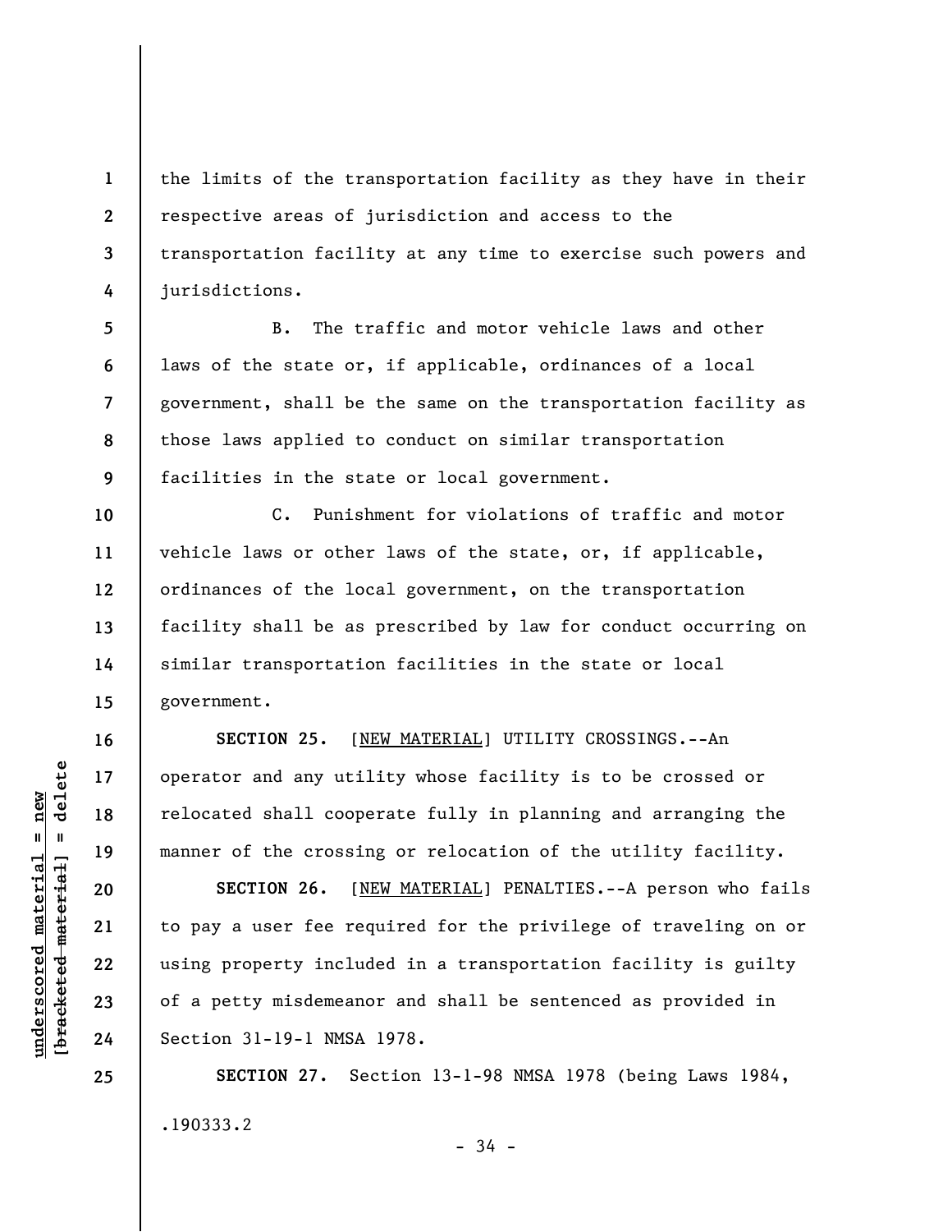the limits of the transportation facility as they have in their respective areas of jurisdiction and access to the transportation facility at any time to exercise such powers and jurisdictions.

B. The traffic and motor vehicle laws and other laws of the state or, if applicable, ordinances of a local government, shall be the same on the transportation facility as those laws applied to conduct on similar transportation facilities in the state or local government.

C. Punishment for violations of traffic and motor vehicle laws or other laws of the state, or, if applicable, ordinances of the local government, on the transportation facility shall be as prescribed by law for conduct occurring on similar transportation facilities in the state or local government.

**SECTION 25.** [NEW MATERIAL] UTILITY CROSSINGS.--An operator and any utility whose facility is to be crossed or relocated shall cooperate fully in planning and arranging the manner of the crossing or relocation of the utility facility.

**SECTION 26.** [NEW MATERIAL] PENALTIES.--A person who fails to pay a user fee required for the privilege of traveling on or using property included in a transportation facility is guilty of a petty misdemeanor and shall be sentenced as provided in Section 31-19-1 NMSA 1978.

**SECTION 27.** Section 13-1-98 NMSA 1978 (being Laws 1984,

.190333.2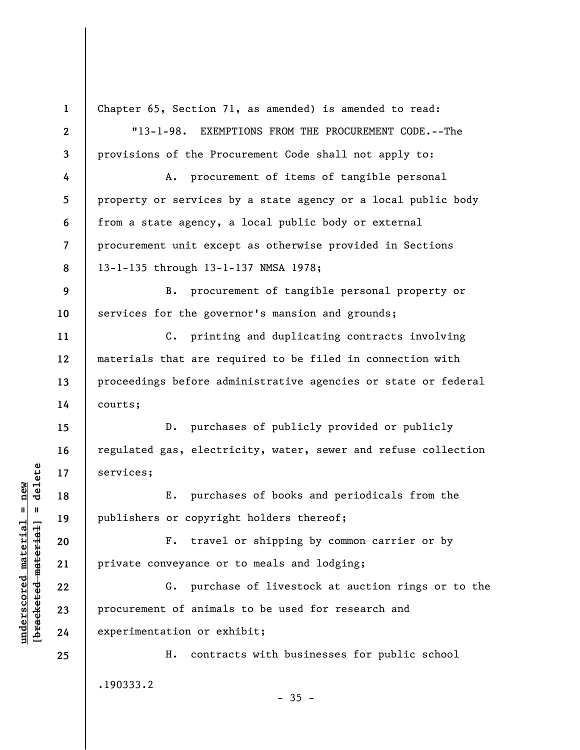Chapter 65, Section 71, as amended) is amended to read:

"13-1-98. EXEMPTIONS FROM THE PROCUREMENT CODE.--The provisions of the Procurement Code shall not apply to:

A. procurement of items of tangible personal property or services by a state agency or a local public body from a state agency, a local public body or external procurement unit except as otherwise provided in Sections 13-1-135 through 13-1-137 NMSA 1978;

B. procurement of tangible personal property or services for the governor's mansion and grounds;

C. printing and duplicating contracts involving materials that are required to be filed in connection with proceedings before administrative agencies or state or federal courts;

D. purchases of publicly provided or publicly regulated gas, electricity, water, sewer and refuse collection services;

E. purchases of books and periodicals from the publishers or copyright holders thereof;

F. travel or shipping by common carrier or by private conveyance or to meals and lodging;

G. purchase of livestock at auction rings or to the procurement of animals to be used for research and experimentation or exhibit;

H. contracts with businesses for public school

.190333.2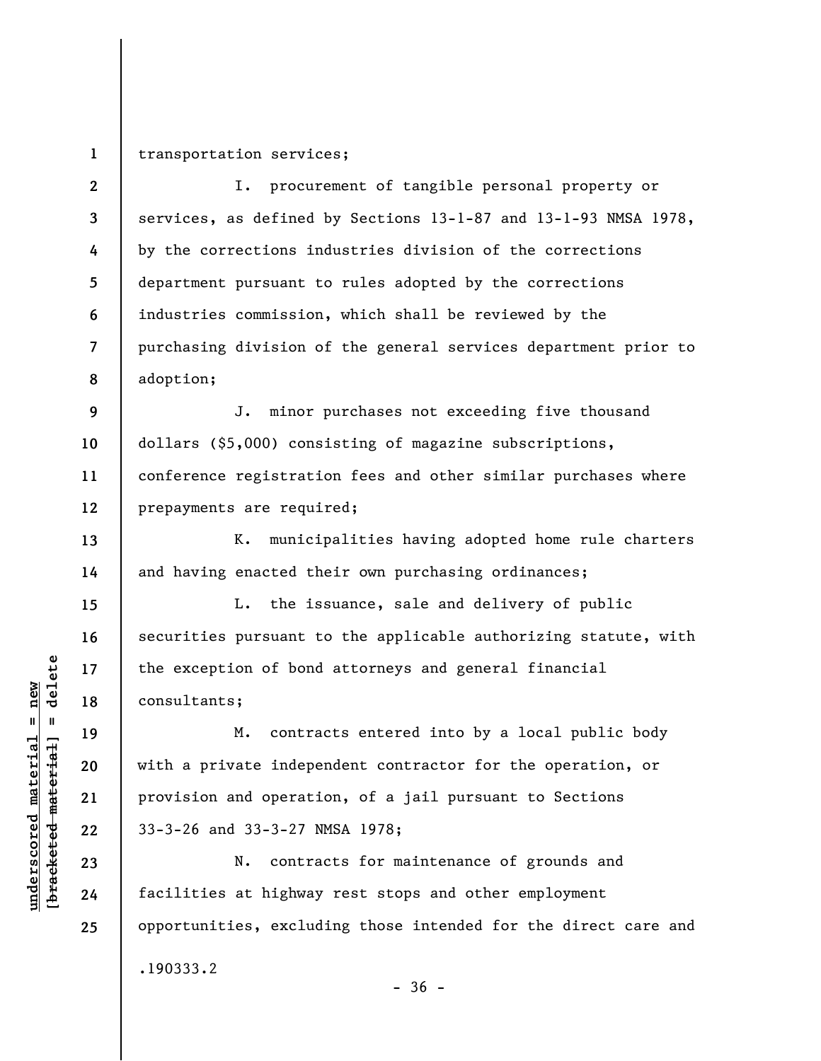transportation services;

I. procurement of tangible personal property or services, as defined by Sections 13-1-87 and 13-1-93 NMSA 1978, by the corrections industries division of the corrections department pursuant to rules adopted by the corrections industries commission, which shall be reviewed by the purchasing division of the general services department prior to adoption;

J. minor purchases not exceeding five thousand dollars ($5,000) consisting of magazine subscriptions, conference registration fees and other similar purchases where prepayments are required;

K. municipalities having adopted home rule charters and having enacted their own purchasing ordinances;

L. the issuance, sale and delivery of public securities pursuant to the applicable authorizing statute, with the exception of bond attorneys and general financial consultants;

M. contracts entered into by a local public body with a private independent contractor for the operation, or provision and operation, of a jail pursuant to Sections 33-3-26 and 33-3-27 NMSA 1978;

N. contracts for maintenance of grounds and facilities at highway rest stops and other employment opportunities, excluding those intended for the direct care and

.190333.2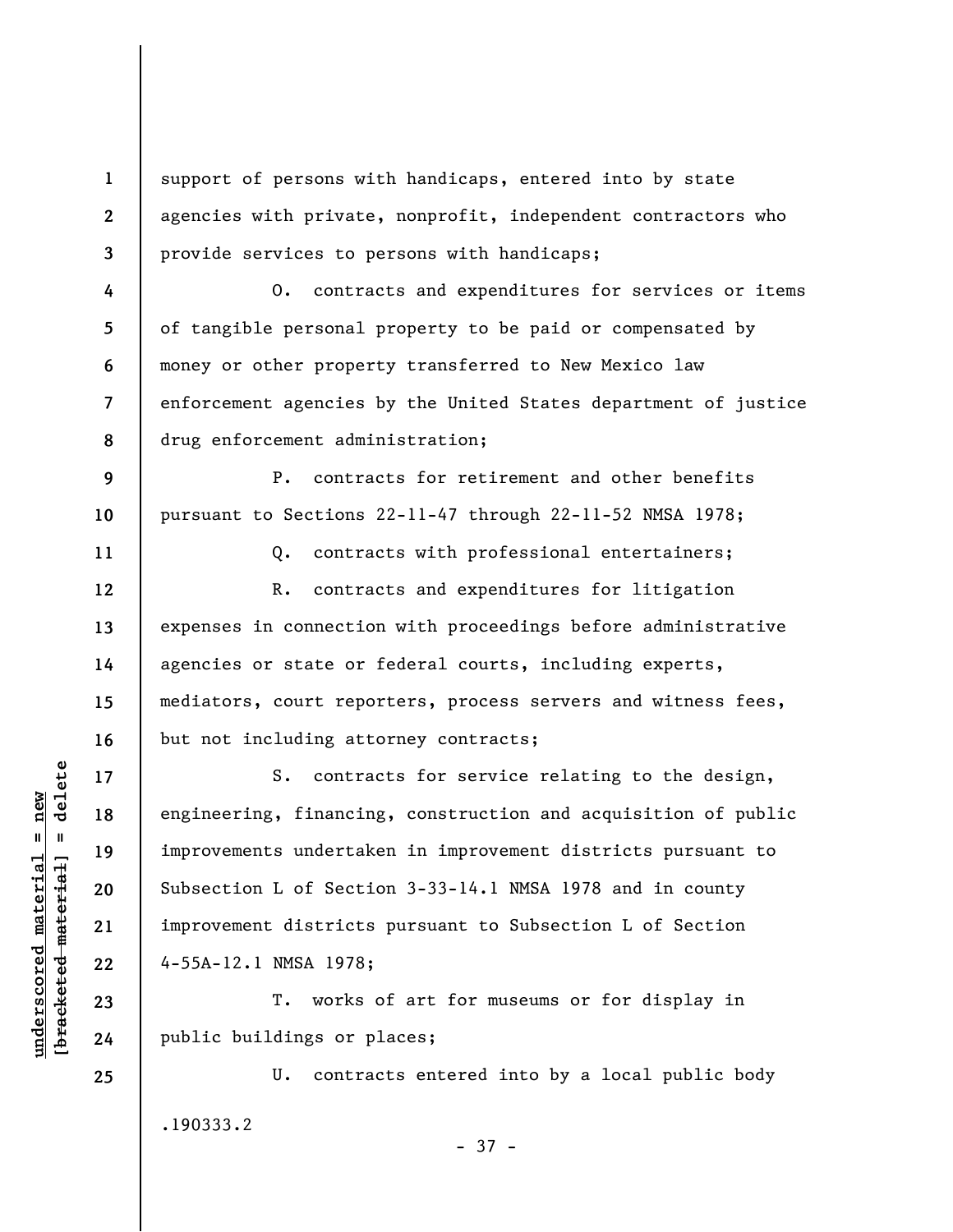support of persons with handicaps, entered into by state agencies with private, nonprofit, independent contractors who provide services to persons with handicaps;

O. contracts and expenditures for services or items of tangible personal property to be paid or compensated by money or other property transferred to New Mexico law enforcement agencies by the United States department of justice drug enforcement administration;

P. contracts for retirement and other benefits pursuant to Sections 22-11-47 through 22-11-52 NMSA 1978;

Q. contracts with professional entertainers;

R. contracts and expenditures for litigation expenses in connection with proceedings before administrative agencies or state or federal courts, including experts, mediators, court reporters, process servers and witness fees, but not including attorney contracts;

S. contracts for service relating to the design, engineering, financing, construction and acquisition of public improvements undertaken in improvement districts pursuant to Subsection L of Section 3-33-14.1 NMSA 1978 and in county improvement districts pursuant to Subsection L of Section 4-55A-12.1 NMSA 1978;

T. works of art for museums or for display in public buildings or places;

U. contracts entered into by a local public body

.190333.2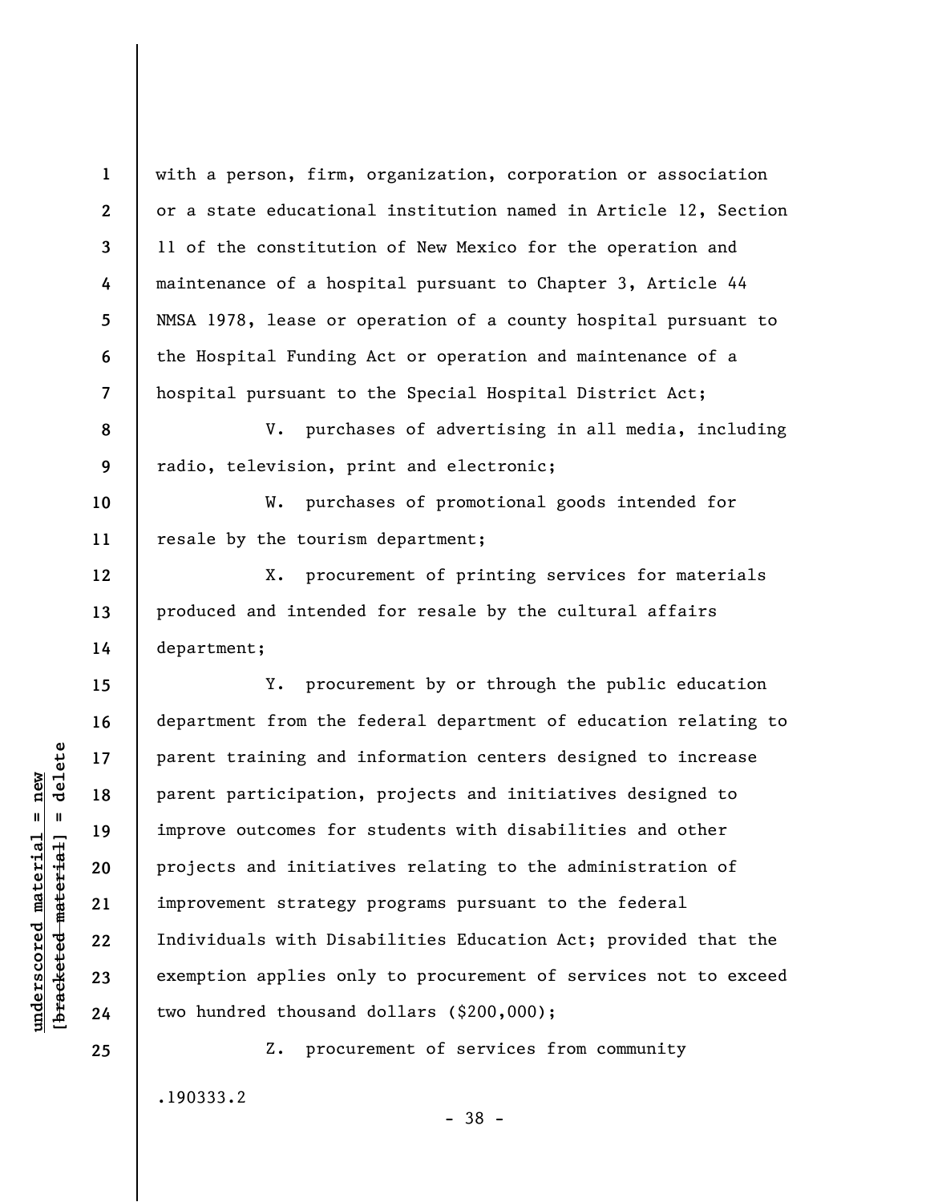with a person, firm, organization, corporation or association or a state educational institution named in Article 12, Section 11 of the constitution of New Mexico for the operation and maintenance of a hospital pursuant to Chapter 3, Article 44 NMSA 1978, lease or operation of a county hospital pursuant to the Hospital Funding Act or operation and maintenance of a hospital pursuant to the Special Hospital District Act;

V. purchases of advertising in all media, including radio, television, print and electronic;

W. purchases of promotional goods intended for resale by the tourism department;

X. procurement of printing services for materials produced and intended for resale by the cultural affairs department;

Y. procurement by or through the public education department from the federal department of education relating to parent training and information centers designed to increase parent participation, projects and initiatives designed to improve outcomes for students with disabilities and other projects and initiatives relating to the administration of improvement strategy programs pursuant to the federal Individuals with Disabilities Education Act; provided that the exemption applies only to procurement of services not to exceed two hundred thousand dollars ($200,000);

Z. procurement of services from community

.190333.2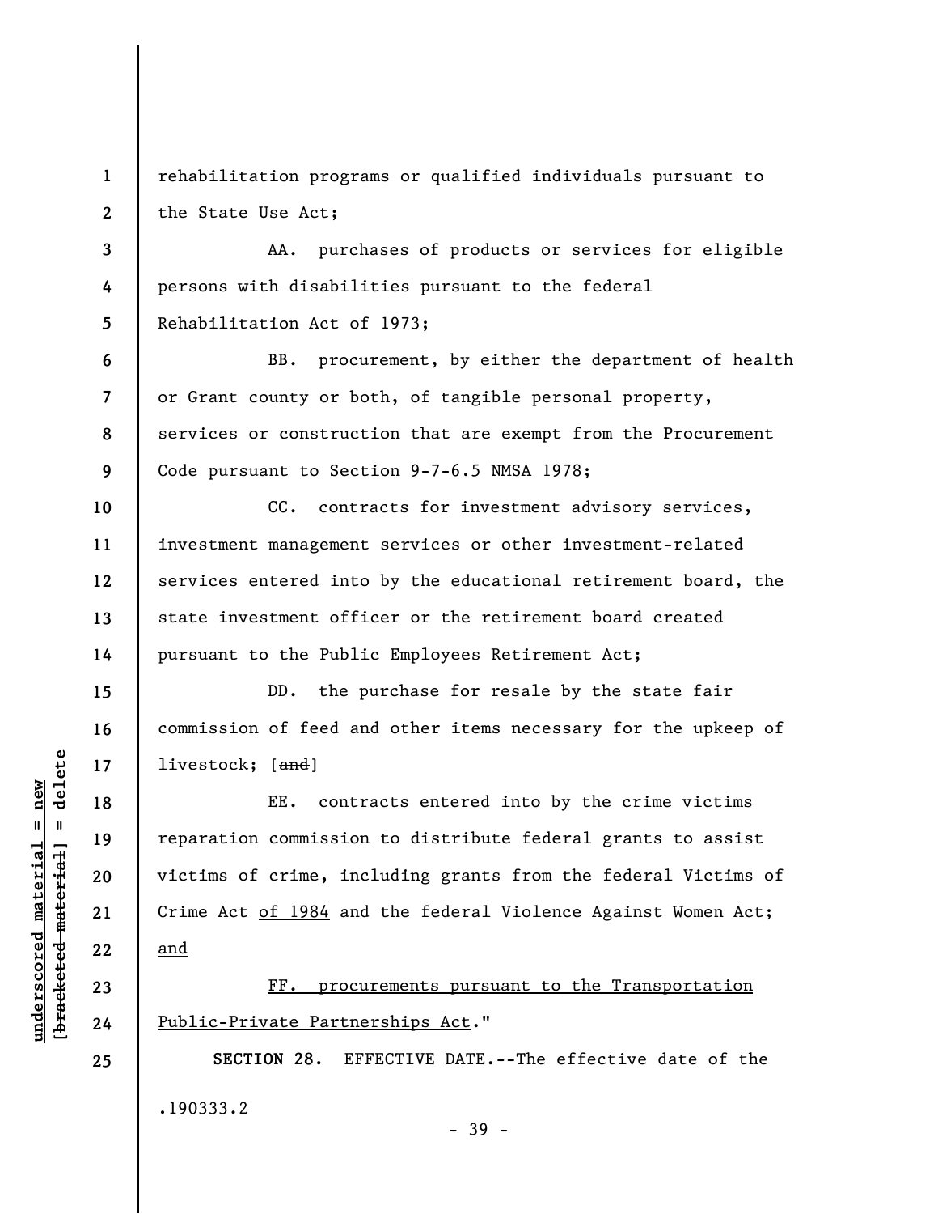rehabilitation programs or qualified individuals pursuant to the State Use Act;

AA. purchases of products or services for eligible persons with disabilities pursuant to the federal Rehabilitation Act of 1973;

BB. procurement, by either the department of health or Grant county or both, of tangible personal property, services or construction that are exempt from the Procurement Code pursuant to Section 9-7-6.5 NMSA 1978;

CC. contracts for investment advisory services, investment management services or other investment-related services entered into by the educational retirement board, the state investment officer or the retirement board created pursuant to the Public Employees Retirement Act;

DD. the purchase for resale by the state fair commission of feed and other items necessary for the upkeep of livestock; [~~and~~]

EE. contracts entered into by the crime victims reparation commission to distribute federal grants to assist victims of crime, including grants from the federal Victims of Crime Act <u>of 1984</u> and the federal Violence Against Women Act; <u>and</u>

<u>FF. procurements pursuant to the Transportation Public-Private Partnerships Act</u>."

**SECTION 28.** EFFECTIVE DATE.--The effective date of the

.190333.2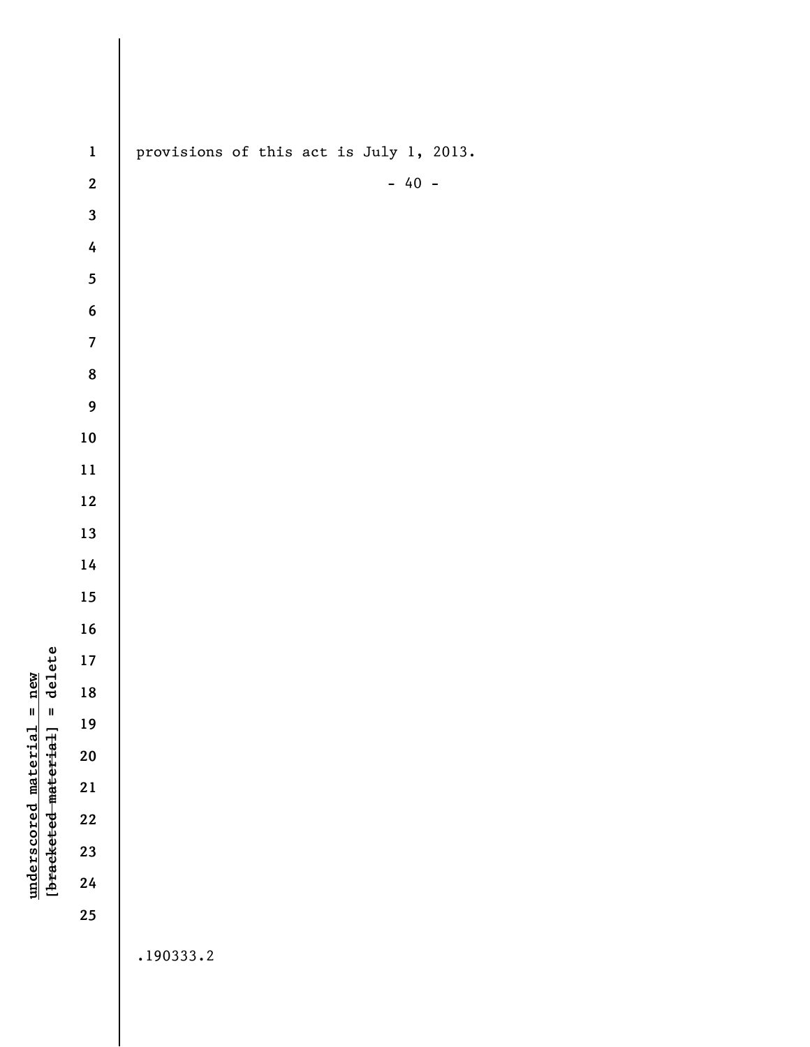provisions of this act is July 1, 2013.